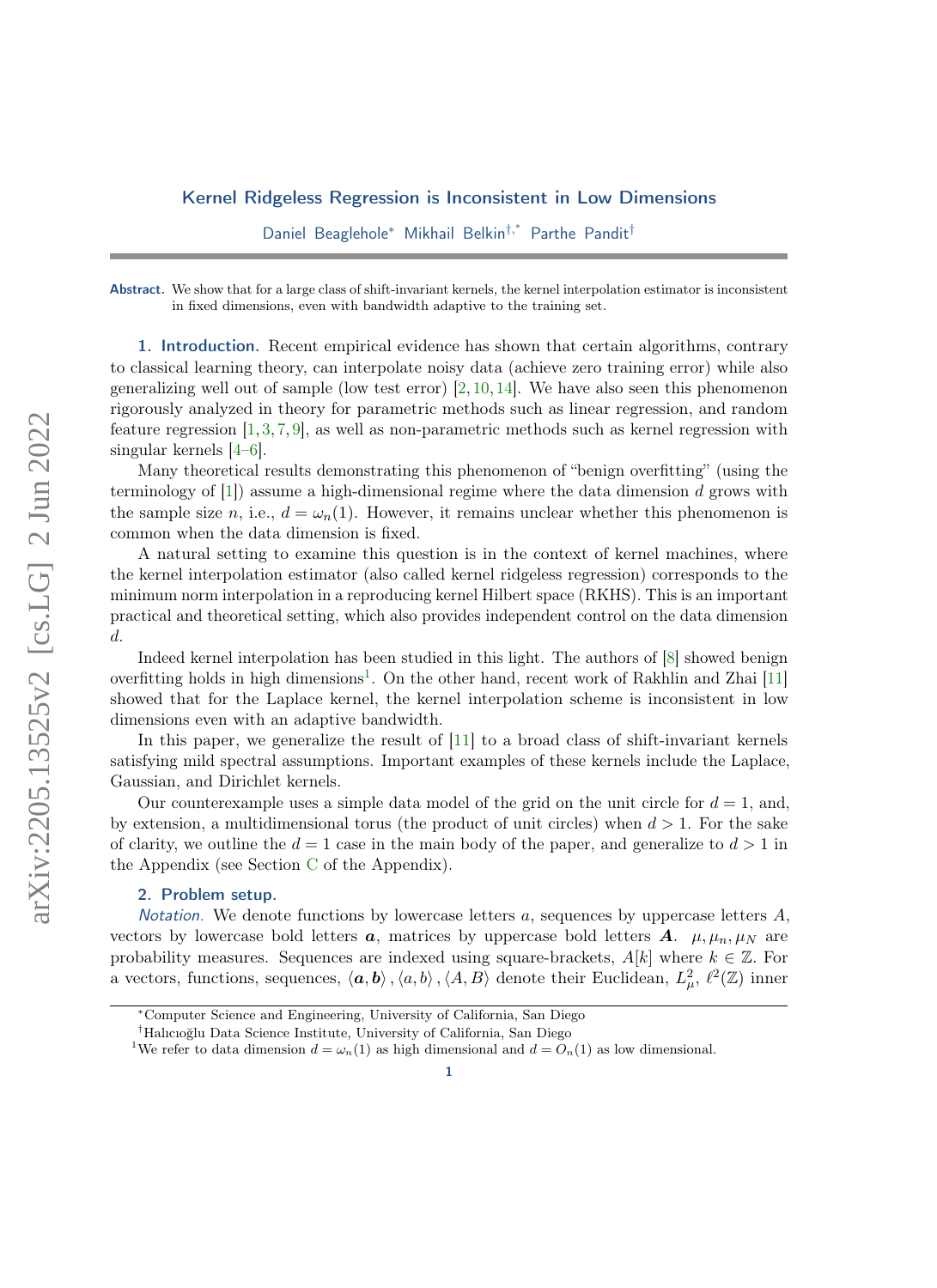# Kernel Ridgeless Regression is Inconsistent in Low Dimensions

Daniel Beaglehole[*] Mikhail Belkin[†,*] Parthe Pandit[†]

**Abstract.** We show that for a large class of shift-invariant kernels, the kernel interpolation estimator is inconsistent in fixed dimensions, even with bandwidth adaptive to the training set.

## 1. Introduction.

Recent empirical evidence has shown that certain algorithms, contrary to classical learning theory, can interpolate noisy data (achieve zero training error) while also generalizing well out of sample (low test error) [2, 10, 14]. We have also seen this phenomenon rigorously analyzed in theory for parametric methods such as linear regression, and random feature regression [1, 3, 7, 9], as well as non-parametric methods such as kernel regression with singular kernels [4–6].

Many theoretical results demonstrating this phenomenon of "benign overfitting" (using the terminology of [1]) assume a high-dimensional regime where the data dimension $d$ grows with the sample size $n$, i.e., $d = \omega_n(1)$. However, it remains unclear whether this phenomenon is common when the data dimension is fixed.

A natural setting to examine this question is in the context of kernel machines, where the kernel interpolation estimator (also called kernel ridgeless regression) corresponds to the minimum norm interpolation in a reproducing kernel Hilbert space (RKHS). This is an important practical and theoretical setting, which also provides independent control on the data dimension $d$.

Indeed kernel interpolation has been studied in this light. The authors of [8] showed benign overfitting holds in high dimensions[1]. On the other hand, recent work of Rakhlin and Zhai [11] showed that for the Laplace kernel, the kernel interpolation scheme is inconsistent in low dimensions even with an adaptive bandwidth.

In this paper, we generalize the result of [11] to a broad class of shift-invariant kernels satisfying mild spectral assumptions. Important examples of these kernels include the Laplace, Gaussian, and Dirichlet kernels.

Our counterexample uses a simple data model of the grid on the unit circle for $d = 1$, and, by extension, a multidimensional torus (the product of unit circles) when $d > 1$. For the sake of clarity, we outline the $d = 1$ case in the main body of the paper, and generalize to $d > 1$ in the Appendix (see Section C of the Appendix).

## 2. Problem setup.

*Notation.* We denote functions by lowercase letters $a$, sequences by uppercase letters $A$, vectors by lowercase bold letters $\boldsymbol{a}$, matrices by uppercase bold letters $\boldsymbol{A}$. $\mu, \mu_n, \mu_N$ are probability measures. Sequences are indexed using square-brackets, $A[k]$ where $k \in \mathbb{Z}$. For a vectors, functions, sequences, $\langle \boldsymbol{a}, \boldsymbol{b} \rangle, \langle a, b \rangle, \langle A, B \rangle$ denote their Euclidean, $L^2_\mu$, $\ell^2(\mathbb{Z})$ inner

---

[*] Computer Science and Engineering, University of California, San Diego

[†] Halıcıoğlu Data Science Institute, University of California, San Diego

[1] We refer to data dimension $d = \omega_n(1)$ as high dimensional and $d = O_n(1)$ as low dimensional.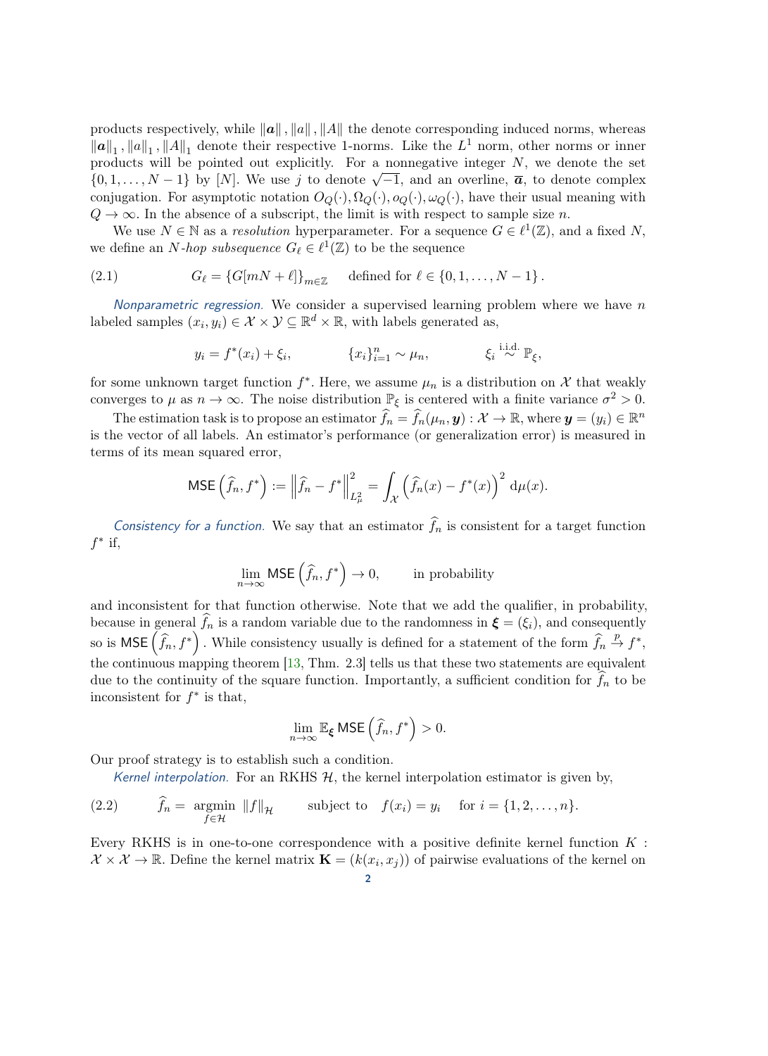products respectively, while $\|\boldsymbol{a}\|, \|a\|, \|A\|$ the denote corresponding induced norms, whereas $\|\boldsymbol{a}\|_1, \|a\|_1, \|A\|_1$ denote their respective 1-norms. Like the $L^1$ norm, other norms or inner products will be pointed out explicitly. For a nonnegative integer $N$, we denote the set $\{0, 1, \ldots, N-1\}$ by $[N]$. We use $j$ to denote $\sqrt{-1}$, and an overline, $\overline{\boldsymbol{a}}$, to denote complex conjugation. For asymptotic notation $O_Q(\cdot), \Omega_Q(\cdot), o_Q(\cdot), \omega_Q(\cdot)$, have their usual meaning with $Q \to \infty$. In the absence of a subscript, the limit is with respect to sample size $n$.

We use $N \in \mathbb{N}$ as a *resolution* hyperparameter. For a sequence $G \in \ell^1(\mathbb{Z})$, and a fixed $N$, we define an $N$*-hop subsequence* $G_\ell \in \ell^1(\mathbb{Z})$ to be the sequence

$$
G_\ell = \{G[mN + \ell]\}_{m \in \mathbb{Z}} \quad \text{defined for } \ell \in \{0, 1, \ldots, N-1\}. \tag{2.1}
$$

*Nonparametric regression.* We consider a supervised learning problem where we have $n$ labeled samples $(x_i, y_i) \in \mathcal{X} \times \mathcal{Y} \subseteq \mathbb{R}^d \times \mathbb{R}$, with labels generated as,

$$
y_i = f^*(x_i) + \xi_i, \qquad \{x_i\}_{i=1}^n \sim \mu_n, \qquad \xi_i \overset{\text{i.i.d.}}{\sim} \mathbb{P}_\xi,
$$

for some unknown target function $f^*$. Here, we assume $\mu_n$ is a distribution on $\mathcal{X}$ that weakly converges to $\mu$ as $n \to \infty$. The noise distribution $\mathbb{P}_\xi$ is centered with a finite variance $\sigma^2 > 0$.

The estimation task is to propose an estimator $\widehat{f}_n = \widehat{f}_n(\mu_n, \boldsymbol{y}) : \mathcal{X} \to \mathbb{R}$, where $\boldsymbol{y} = (y_i) \in \mathbb{R}^n$ is the vector of all labels. An estimator's performance (or generalization error) is measured in terms of its mean squared error,

$$
\mathsf{MSE}\left(\widehat{f}_n, f^*\right) := \left\|\widehat{f}_n - f^*\right\|_{L^2_\mu}^2 = \int_{\mathcal{X}} \left(\widehat{f}_n(x) - f^*(x)\right)^2 \mathrm{d}\mu(x).
$$

*Consistency for a function.* We say that an estimator $\widehat{f}_n$ is consistent for a target function $f^*$ if,

$$
\lim_{n\to\infty} \mathsf{MSE}\left(\widehat{f}_n, f^*\right) \to 0, \qquad \text{in probability}
$$

and inconsistent for that function otherwise. Note that we add the qualifier, in probability, because in general $\widehat{f}_n$ is a random variable due to the randomness in $\boldsymbol{\xi} = (\xi_i)$, and consequently so is $\mathsf{MSE}\left(\widehat{f}_n, f^*\right)$. While consistency usually is defined for a statement of the form $\widehat{f}_n \xrightarrow{p} f^*$, the continuous mapping theorem [13, Thm. 2.3] tells us that these two statements are equivalent due to the continuity of the square function. Importantly, a sufficient condition for $\widehat{f}_n$ to be inconsistent for $f^*$ is that,

$$
\lim_{n\to\infty} \mathbb{E}_{\boldsymbol{\xi}} \, \mathsf{MSE}\left(\widehat{f}_n, f^*\right) > 0.
$$

Our proof strategy is to establish such a condition.

*Kernel interpolation.* For an RKHS $\mathcal{H}$, the kernel interpolation estimator is given by,

$$
\widehat{f}_n = \underset{f \in \mathcal{H}}{\operatorname{argmin}} \; \|f\|_{\mathcal{H}} \qquad \text{subject to} \quad f(x_i) = y_i \quad \text{for } i = \{1, 2, \ldots, n\}. \tag{2.2}
$$

Every RKHS is in one-to-one correspondence with a positive definite kernel function $K : \mathcal{X} \times \mathcal{X} \to \mathbb{R}$. Define the kernel matrix $\mathbf{K} = (k(x_i, x_j))$ of pairwise evaluations of the kernel on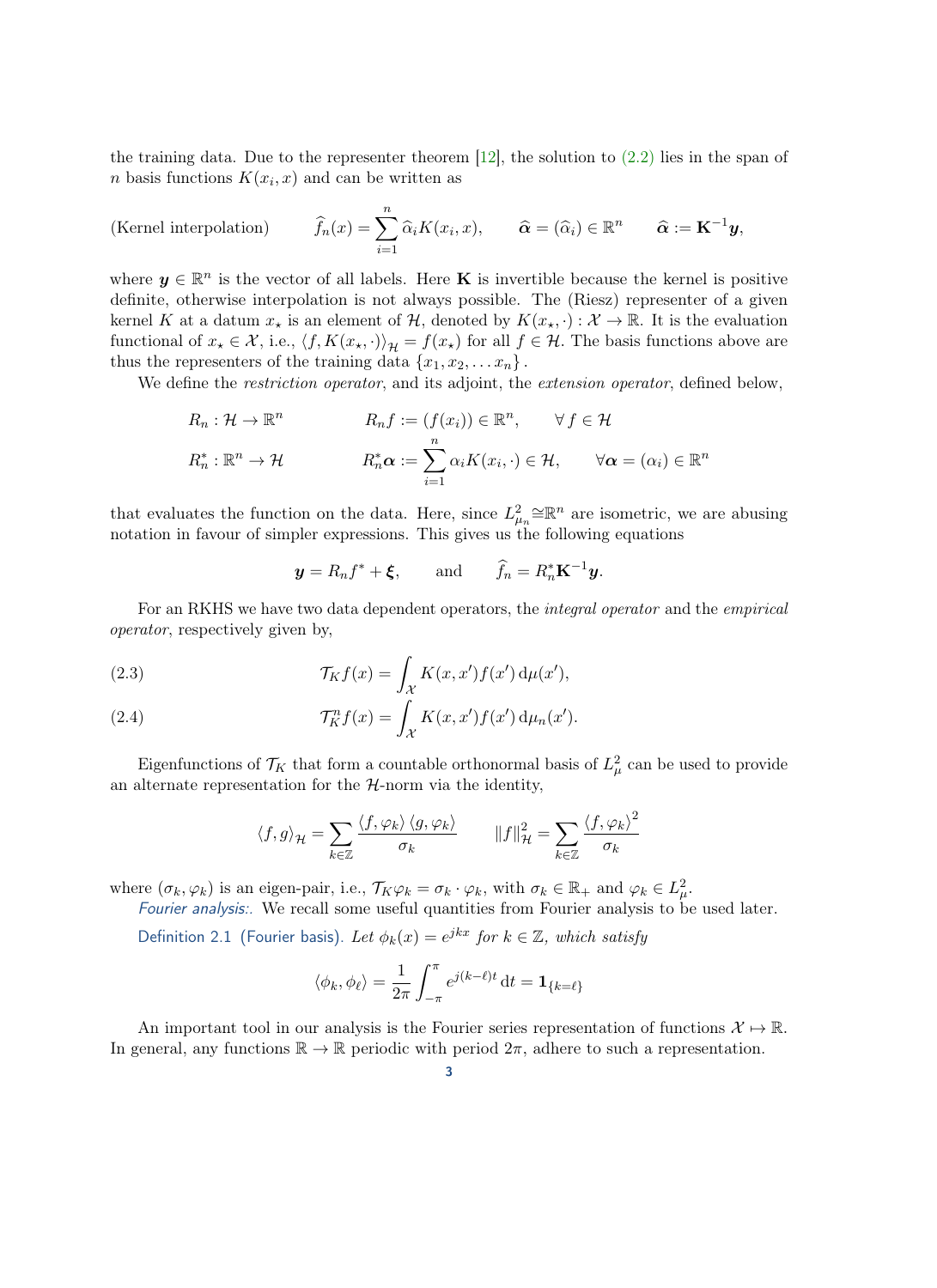the training data. Due to the representer theorem [12], the solution to (2.2) lies in the span of $n$ basis functions $K(x_i, x)$ and can be written as

$$\text{(Kernel interpolation)} \qquad \widehat{f}_n(x) = \sum_{i=1}^{n} \widehat{\alpha}_i K(x_i, x), \qquad \widehat{\boldsymbol{\alpha}} = (\widehat{\alpha}_i) \in \mathbb{R}^n \qquad \widehat{\boldsymbol{\alpha}} := \mathbf{K}^{-1}\boldsymbol{y},$$

where $\boldsymbol{y} \in \mathbb{R}^n$ is the vector of all labels. Here $\mathbf{K}$ is invertible because the kernel is positive definite, otherwise interpolation is not always possible. The (Riesz) representer of a given kernel $K$ at a datum $x_\star$ is an element of $\mathcal{H}$, denoted by $K(x_\star, \cdot) : \mathcal{X} \to \mathbb{R}$. It is the evaluation functional of $x_\star \in \mathcal{X}$, i.e., $\langle f, K(x_\star, \cdot)\rangle_{\mathcal{H}} = f(x_\star)$ for all $f \in \mathcal{H}$. The basis functions above are thus the representers of the training data $\{x_1, x_2, \ldots x_n\}$.

We define the *restriction operator*, and its adjoint, the *extension operator*, defined below,

$$R_n : \mathcal{H} \to \mathbb{R}^n \qquad\qquad R_n f := (f(x_i)) \in \mathbb{R}^n, \qquad \forall\, f \in \mathcal{H}$$

$$R_n^* : \mathbb{R}^n \to \mathcal{H} \qquad\qquad R_n^* \boldsymbol{\alpha} := \sum_{i=1}^{n} \alpha_i K(x_i, \cdot) \in \mathcal{H}, \qquad \forall \boldsymbol{\alpha} = (\alpha_i) \in \mathbb{R}^n$$

that evaluates the function on the data. Here, since $L^2_{\mu_n} \cong \mathbb{R}^n$ are isometric, we are abusing notation in favour of simpler expressions. This gives us the following equations

$$\boldsymbol{y} = R_n f^* + \boldsymbol{\xi}, \qquad \text{and} \qquad \widehat{f}_n = R_n^* \mathbf{K}^{-1} \boldsymbol{y}.$$

For an RKHS we have two data dependent operators, the *integral operator* and the *empirical operator*, respectively given by,

$$\mathcal{T}_K f(x) = \int_{\mathcal{X}} K(x, x') f(x') \,\mathrm{d}\mu(x'), \tag{2.3}$$

$$\mathcal{T}_K^n f(x) = \int_{\mathcal{X}} K(x, x') f(x') \,\mathrm{d}\mu_n(x'). \tag{2.4}$$

Eigenfunctions of $\mathcal{T}_K$ that form a countable orthonormal basis of $L^2_\mu$ can be used to provide an alternate representation for the $\mathcal{H}$-norm via the identity,

$$\langle f, g\rangle_{\mathcal{H}} = \sum_{k \in \mathbb{Z}} \frac{\langle f, \varphi_k\rangle \langle g, \varphi_k\rangle}{\sigma_k} \qquad \|f\|_{\mathcal{H}}^2 = \sum_{k \in \mathbb{Z}} \frac{\langle f, \varphi_k\rangle^2}{\sigma_k}$$

where $(\sigma_k, \varphi_k)$ is an eigen-pair, i.e., $\mathcal{T}_K \varphi_k = \sigma_k \cdot \varphi_k$, with $\sigma_k \in \mathbb{R}_+$ and $\varphi_k \in L^2_\mu$.

*Fourier analysis:.* We recall some useful quantities from Fourier analysis to be used later.

**Definition 2.1 (Fourier basis).** *Let $\phi_k(x) = e^{jkx}$ for $k \in \mathbb{Z}$, which satisfy*

$$\langle \phi_k, \phi_\ell \rangle = \frac{1}{2\pi} \int_{-\pi}^{\pi} e^{j(k-\ell)t} \,\mathrm{d}t = \mathbf{1}_{\{k=\ell\}}$$

An important tool in our analysis is the Fourier series representation of functions $\mathcal{X} \mapsto \mathbb{R}$. In general, any functions $\mathbb{R} \to \mathbb{R}$ periodic with period $2\pi$, adhere to such a representation.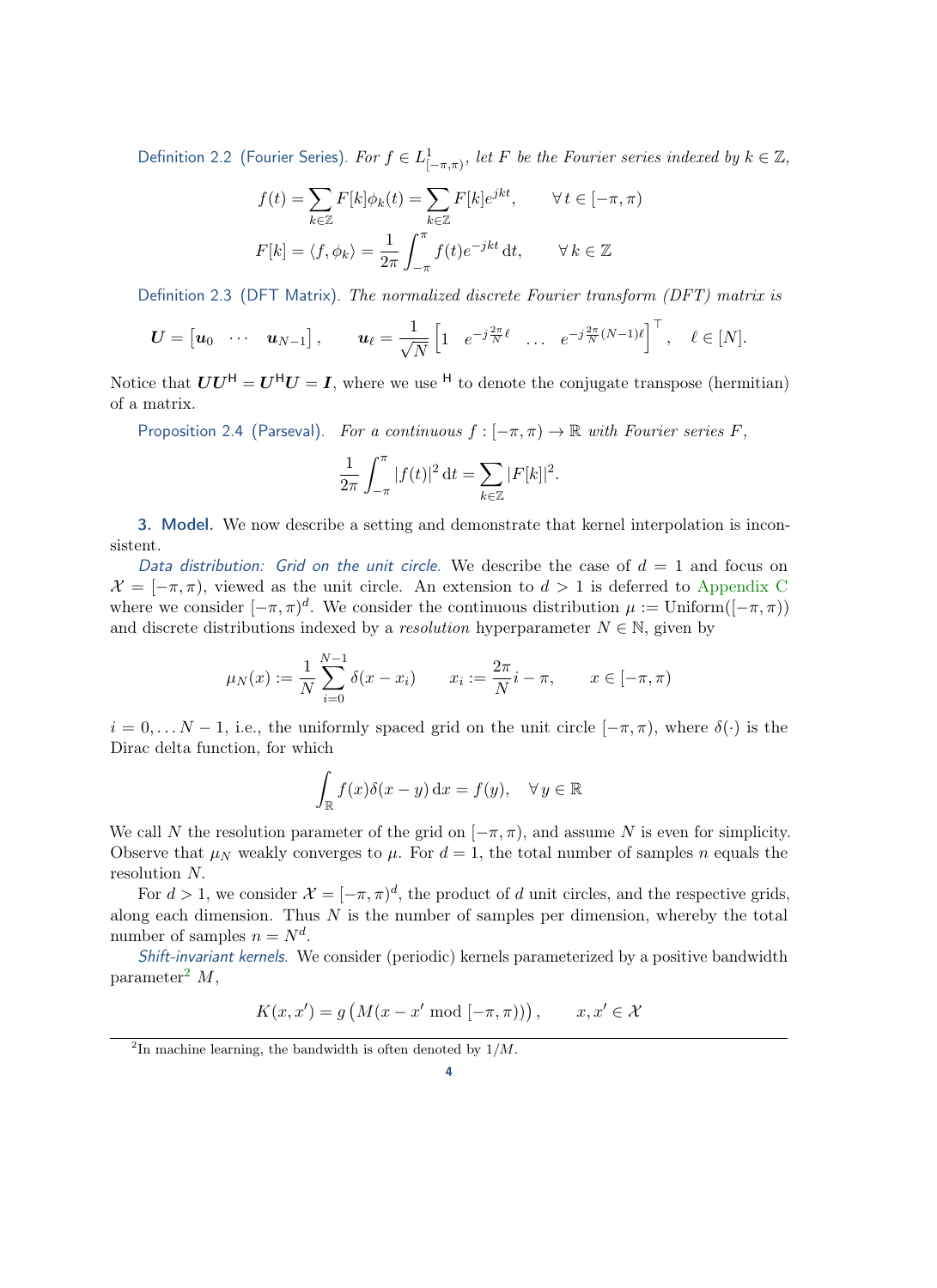Definition 2.2 (Fourier Series). *For $f \in L^1_{[-\pi,\pi)}$, let $F$ be the Fourier series indexed by $k \in \mathbb{Z}$,*

$$f(t) = \sum_{k \in \mathbb{Z}} F[k]\phi_k(t) = \sum_{k \in \mathbb{Z}} F[k] e^{jkt}, \qquad \forall\, t \in [-\pi, \pi)$$

$$F[k] = \langle f, \phi_k \rangle = \frac{1}{2\pi} \int_{-\pi}^{\pi} f(t) e^{-jkt}\, \mathrm{d}t, \qquad \forall\, k \in \mathbb{Z}$$

Definition 2.3 (DFT Matrix). *The normalized discrete Fourier transform (DFT) matrix is*

$$\boldsymbol{U} = \begin{bmatrix} \boldsymbol{u}_0 & \cdots & \boldsymbol{u}_{N-1} \end{bmatrix}, \qquad \boldsymbol{u}_\ell = \frac{1}{\sqrt{N}} \begin{bmatrix} 1 & e^{-j\frac{2\pi}{N}\ell} & \ldots & e^{-j\frac{2\pi}{N}(N-1)\ell} \end{bmatrix}^\top, \quad \ell \in [N].$$

Notice that $\boldsymbol{U}\boldsymbol{U}^\mathsf{H} = \boldsymbol{U}^\mathsf{H}\boldsymbol{U} = \boldsymbol{I}$, where we use $^\mathsf{H}$ to denote the conjugate transpose (hermitian) of a matrix.

Proposition 2.4 (Parseval). *For a continuous $f : [-\pi, \pi) \to \mathbb{R}$ with Fourier series $F$,*

$$\frac{1}{2\pi} \int_{-\pi}^{\pi} |f(t)|^2\, \mathrm{d}t = \sum_{k \in \mathbb{Z}} |F[k]|^2.$$

## 3. Model.

We now describe a setting and demonstrate that kernel interpolation is inconsistent.

*Data distribution: Grid on the unit circle.* We describe the case of $d = 1$ and focus on $\mathcal{X} = [-\pi, \pi)$, viewed as the unit circle. An extension to $d > 1$ is deferred to Appendix C where we consider $[-\pi, \pi)^d$. We consider the continuous distribution $\mu := \mathrm{Uniform}([-\pi, \pi))$ and discrete distributions indexed by a *resolution* hyperparameter $N \in \mathbb{N}$, given by

$$\mu_N(x) := \frac{1}{N} \sum_{i=0}^{N-1} \delta(x - x_i) \qquad x_i := \frac{2\pi}{N} i - \pi, \qquad x \in [-\pi, \pi)$$

$i = 0, \ldots N-1$, i.e., the uniformly spaced grid on the unit circle $[-\pi, \pi)$, where $\delta(\cdot)$ is the Dirac delta function, for which

$$\int_{\mathbb{R}} f(x)\delta(x - y)\, \mathrm{d}x = f(y), \quad \forall\, y \in \mathbb{R}$$

We call $N$ the resolution parameter of the grid on $[-\pi, \pi)$, and assume $N$ is even for simplicity. Observe that $\mu_N$ weakly converges to $\mu$. For $d = 1$, the total number of samples $n$ equals the resolution $N$.

For $d > 1$, we consider $\mathcal{X} = [-\pi, \pi)^d$, the product of $d$ unit circles, and the respective grids, along each dimension. Thus $N$ is the number of samples per dimension, whereby the total number of samples $n = N^d$.

*Shift-invariant kernels.* We consider (periodic) kernels parameterized by a positive bandwidth parameter[2] $M$,

$$K(x, x') = g\left(M(x - x' \bmod [-\pi, \pi))\right), \qquad x, x' \in \mathcal{X}$$

[2] In machine learning, the bandwidth is often denoted by $1/M$.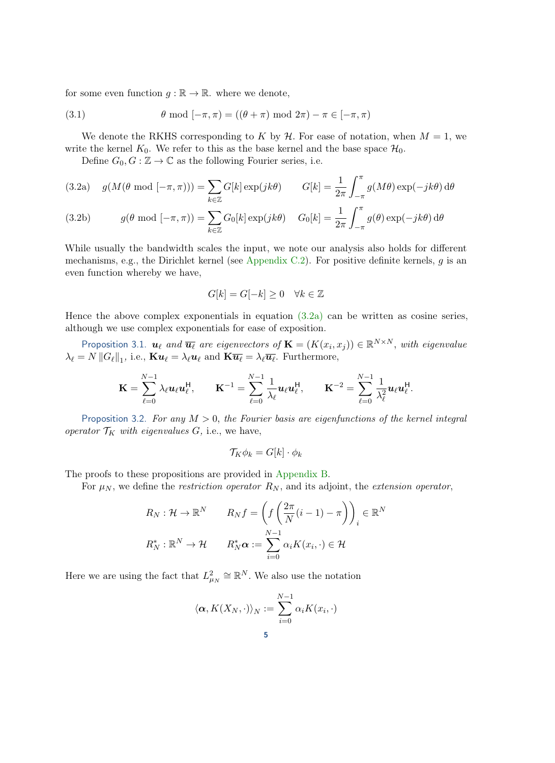for some even function $g : \mathbb{R} \to \mathbb{R}$. where we denote,

$$\theta \bmod [-\pi, \pi) = ((\theta + \pi) \bmod 2\pi) - \pi \in [-\pi, \pi) \tag{3.1}$$

We denote the RKHS corresponding to $K$ by $\mathcal{H}$. For ease of notation, when $M = 1$, we write the kernel $K_0$. We refer to this as the base kernel and the base space $\mathcal{H}_0$.

Define $G_0, G : \mathbb{Z} \to \mathbb{C}$ as the following Fourier series, i.e.

$$g(M(\theta \bmod [-\pi, \pi))) = \sum_{k \in \mathbb{Z}} G[k] \exp(jk\theta) \qquad G[k] = \frac{1}{2\pi} \int_{-\pi}^{\pi} g(M\theta) \exp(-jk\theta) \, \mathrm{d}\theta \tag{3.2a}$$

$$g(\theta \bmod [-\pi, \pi)) = \sum_{k \in \mathbb{Z}} G_0[k] \exp(jk\theta) \quad G_0[k] = \frac{1}{2\pi} \int_{-\pi}^{\pi} g(\theta) \exp(-jk\theta) \, \mathrm{d}\theta \tag{3.2b}$$

While usually the bandwidth scales the input, we note our analysis also holds for different mechanisms, e.g., the Dirichlet kernel (see Appendix C.2). For positive definite kernels, $g$ is an even function whereby we have,

$$G[k] = G[-k] \geq 0 \quad \forall k \in \mathbb{Z}$$

Hence the above complex exponentials in equation (3.2a) can be written as cosine series, although we use complex exponentials for ease of exposition.

Proposition 3.1. *$\boldsymbol{u}_\ell$ and $\overline{\boldsymbol{u}_\ell}$ are eigenvectors of $\mathbf{K} = (K(x_i, x_j)) \in \mathbb{R}^{N \times N}$, with eigenvalue $\lambda_\ell = N \|G_\ell\|_1$*, i.e., $\mathbf{K}\boldsymbol{u}_\ell = \lambda_\ell \boldsymbol{u}_\ell$ and $\mathbf{K}\overline{\boldsymbol{u}_\ell} = \lambda_\ell \overline{\boldsymbol{u}_\ell}$. Furthermore,

$$\mathbf{K} = \sum_{\ell=0}^{N-1} \lambda_\ell \boldsymbol{u}_\ell \boldsymbol{u}_\ell^{\mathsf{H}}, \qquad \mathbf{K}^{-1} = \sum_{\ell=0}^{N-1} \frac{1}{\lambda_\ell} \boldsymbol{u}_\ell \boldsymbol{u}_\ell^{\mathsf{H}}, \qquad \mathbf{K}^{-2} = \sum_{\ell=0}^{N-1} \frac{1}{\lambda_\ell^2} \boldsymbol{u}_\ell \boldsymbol{u}_\ell^{\mathsf{H}}.$$

Proposition 3.2. *For any $M > 0$, the Fourier basis are eigenfunctions of the kernel integral operator $\mathcal{T}_K$ with eigenvalues $G$*, i.e., we have,

$$\mathcal{T}_K \phi_k = G[k] \cdot \phi_k$$

The proofs to these propositions are provided in Appendix B.

For $\mu_N$, we define the *restriction operator* $R_N$, and its adjoint, the *extension operator*,

$$R_N : \mathcal{H} \to \mathbb{R}^N \qquad R_N f = \left( f\left( \frac{2\pi}{N}(i-1) - \pi \right) \right)_i \in \mathbb{R}^N$$

$$R_N^* : \mathbb{R}^N \to \mathcal{H} \qquad R_N^* \boldsymbol{\alpha} := \sum_{i=0}^{N-1} \alpha_i K(x_i, \cdot) \in \mathcal{H}$$

Here we are using the fact that $L^2_{\mu_N} \cong \mathbb{R}^N$. We also use the notation

$$\langle \boldsymbol{\alpha}, K(X_N, \cdot) \rangle_N := \sum_{i=0}^{N-1} \alpha_i K(x_i, \cdot)$$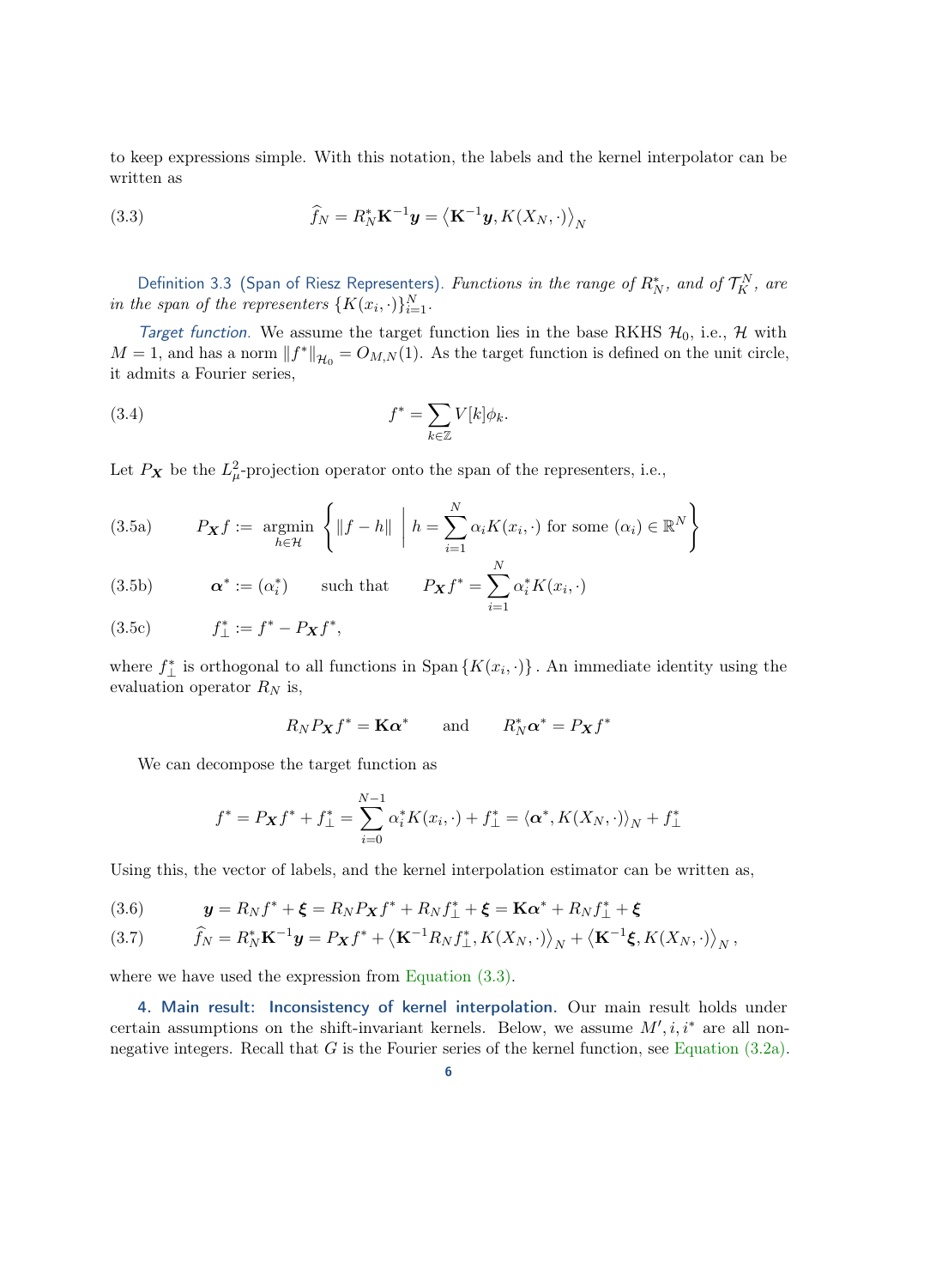to keep expressions simple. With this notation, the labels and the kernel interpolator can be written as

$$\widehat{f}_N = R_N^* \mathbf{K}^{-1} \boldsymbol{y} = \left\langle \mathbf{K}^{-1}\boldsymbol{y}, K(X_N, \cdot) \right\rangle_N \tag{3.3}$$

Definition 3.3 (Span of Riesz Representers). *Functions in the range of $R_N^*$, and of $\mathcal{T}_K^N$, are in the span of the representers $\{K(x_i,\cdot)\}_{i=1}^N$.*

*Target function.* We assume the target function lies in the base RKHS $\mathcal{H}_0$, i.e., $\mathcal{H}$ with $M = 1$, and has a norm $\|f^*\|_{\mathcal{H}_0} = O_{M,N}(1)$. As the target function is defined on the unit circle, it admits a Fourier series,

$$f^* = \sum_{k\in\mathbb{Z}} V[k]\phi_k. \tag{3.4}$$

Let $P_{\boldsymbol{X}}$ be the $L^2_\mu$-projection operator onto the span of the representers, i.e.,

$$P_{\boldsymbol{X}} f := \underset{h\in\mathcal{H}}{\operatorname{argmin}} \left\{ \|f - h\| \;\middle|\; h = \sum_{i=1}^N \alpha_i K(x_i,\cdot) \text{ for some } (\alpha_i) \in \mathbb{R}^N \right\} \tag{3.5a}$$

$$\boldsymbol{\alpha}^* := (\alpha_i^*) \qquad \text{such that} \qquad P_{\boldsymbol{X}} f^* = \sum_{i=1}^N \alpha_i^* K(x_i,\cdot) \tag{3.5b}$$

$$f_\perp^* := f^* - P_{\boldsymbol{X}} f^*, \tag{3.5c}$$

where $f_\perp^*$ is orthogonal to all functions in $\operatorname{Span}\{K(x_i,\cdot)\}$. An immediate identity using the evaluation operator $R_N$ is,

$$R_N P_{\boldsymbol{X}} f^* = \mathbf{K}\boldsymbol{\alpha}^* \qquad \text{and} \qquad R_N^* \boldsymbol{\alpha}^* = P_{\boldsymbol{X}} f^*$$

We can decompose the target function as

$$f^* = P_{\boldsymbol{X}} f^* + f_\perp^* = \sum_{i=0}^{N-1} \alpha_i^* K(x_i,\cdot) + f_\perp^* = \langle \boldsymbol{\alpha}^*, K(X_N,\cdot)\rangle_N + f_\perp^*$$

Using this, the vector of labels, and the kernel interpolation estimator can be written as,

$$\boldsymbol{y} = R_N f^* + \boldsymbol{\xi} = R_N P_{\boldsymbol{X}} f^* + R_N f_\perp^* + \boldsymbol{\xi} = \mathbf{K}\boldsymbol{\alpha}^* + R_N f_\perp^* + \boldsymbol{\xi} \tag{3.6}$$

$$\widehat{f}_N = R_N^* \mathbf{K}^{-1}\boldsymbol{y} = P_{\boldsymbol{X}} f^* + \left\langle \mathbf{K}^{-1} R_N f_\perp^*, K(X_N,\cdot)\right\rangle_N + \left\langle \mathbf{K}^{-1}\boldsymbol{\xi}, K(X_N,\cdot)\right\rangle_N, \tag{3.7}$$

where we have used the expression from Equation (3.3).

## 4. Main result: Inconsistency of kernel interpolation.

Our main result holds under certain assumptions on the shift-invariant kernels. Below, we assume $M', i, i^*$ are all non-negative integers. Recall that $G$ is the Fourier series of the kernel function, see Equation (3.2a).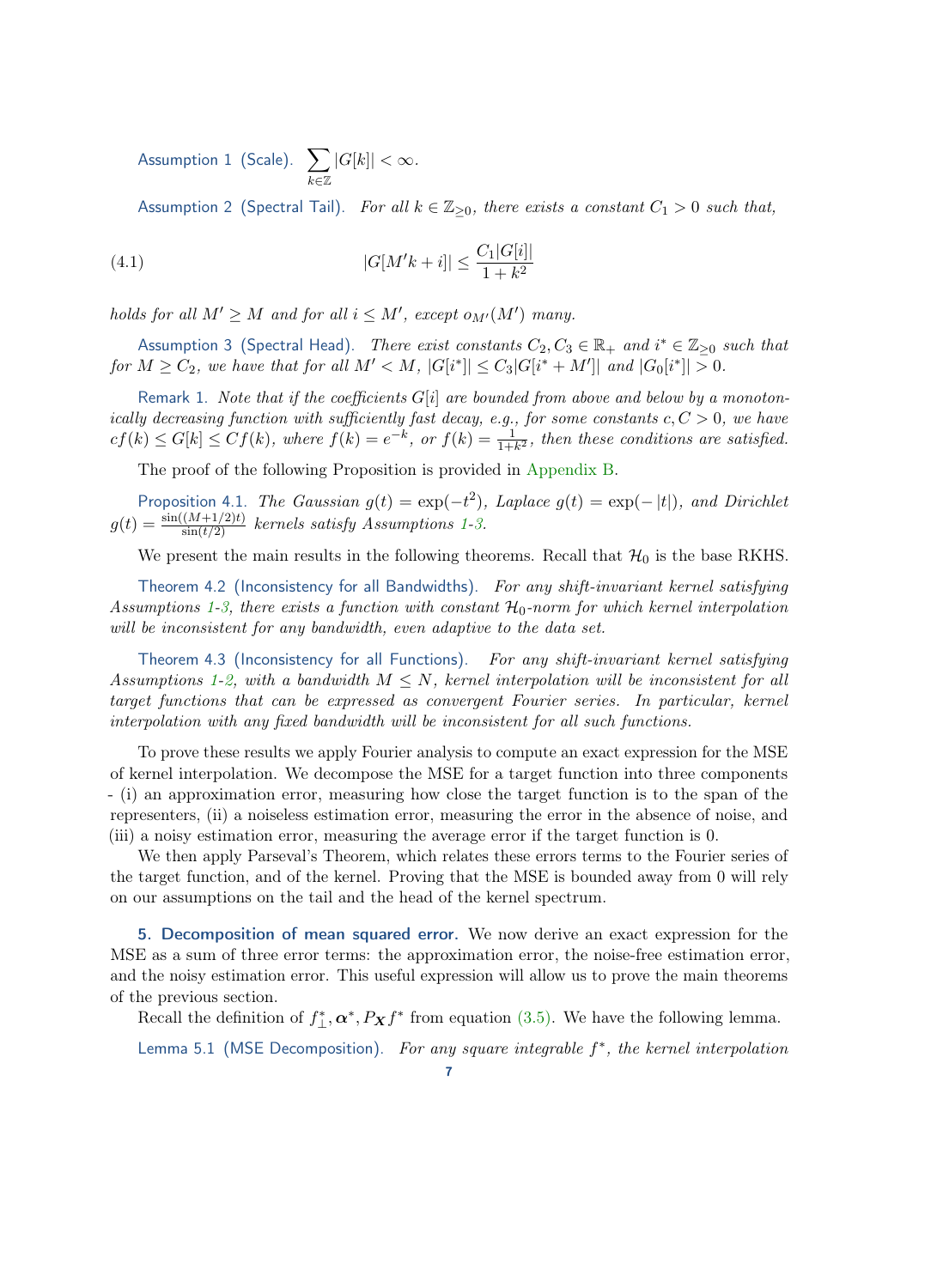Assumption 1 (Scale). $\sum_{k\in\mathbb{Z}} |G[k]| < \infty$.

Assumption 2 (Spectral Tail). *For all $k \in \mathbb{Z}_{\geq 0}$, there exists a constant $C_1 > 0$ such that,*

$$|G[M'k + i]| \leq \frac{C_1|G[i]|}{1+k^2} \tag{4.1}$$

*holds for all $M' \geq M$ and for all $i \leq M'$, except $o_{M'}(M')$ many.*

Assumption 3 (Spectral Head). *There exist constants $C_2, C_3 \in \mathbb{R}_+$ and $i^* \in \mathbb{Z}_{\geq 0}$ such that for $M \geq C_2$, we have that for all $M' < M$, $|G[i^*]| \leq C_3|G[i^* + M']|$ and $|G_0[i^*]| > 0$.*

Remark 1. *Note that if the coefficients $G[i]$ are bounded from above and below by a monotonically decreasing function with sufficiently fast decay, e.g., for some constants $c, C > 0$, we have $cf(k) \leq G[k] \leq Cf(k)$, where $f(k) = e^{-k}$, or $f(k) = \frac{1}{1+k^2}$, then these conditions are satisfied.*

The proof of the following Proposition is provided in Appendix B.

Proposition 4.1. *The Gaussian $g(t) = \exp(-t^2)$, Laplace $g(t) = \exp(-|t|)$, and Dirichlet $g(t) = \frac{\sin((M+1/2)t)}{\sin(t/2)}$ kernels satisfy Assumptions 1-3.*

We present the main results in the following theorems. Recall that $\mathcal{H}_0$ is the base RKHS.

Theorem 4.2 (Inconsistency for all Bandwidths). *For any shift-invariant kernel satisfying Assumptions 1-3, there exists a function with constant $\mathcal{H}_0$-norm for which kernel interpolation will be inconsistent for any bandwidth, even adaptive to the data set.*

Theorem 4.3 (Inconsistency for all Functions). *For any shift-invariant kernel satisfying Assumptions 1-2, with a bandwidth $M \leq N$, kernel interpolation will be inconsistent for all target functions that can be expressed as convergent Fourier series. In particular, kernel interpolation with any fixed bandwidth will be inconsistent for all such functions.*

To prove these results we apply Fourier analysis to compute an exact expression for the MSE of kernel interpolation. We decompose the MSE for a target function into three components - (i) an approximation error, measuring how close the target function is to the span of the representers, (ii) a noiseless estimation error, measuring the error in the absence of noise, and (iii) a noisy estimation error, measuring the average error if the target function is 0.

We then apply Parseval's Theorem, which relates these errors terms to the Fourier series of the target function, and of the kernel. Proving that the MSE is bounded away from 0 will rely on our assumptions on the tail and the head of the kernel spectrum.

## 5. Decomposition of mean squared error.

We now derive an exact expression for the MSE as a sum of three error terms: the approximation error, the noise-free estimation error, and the noisy estimation error. This useful expression will allow us to prove the main theorems of the previous section.

Recall the definition of $f_\perp^*, \boldsymbol{\alpha}^*, P_{\boldsymbol{X}} f^*$ from equation (3.5). We have the following lemma.

Lemma 5.1 (MSE Decomposition). *For any square integrable $f^*$, the kernel interpolation*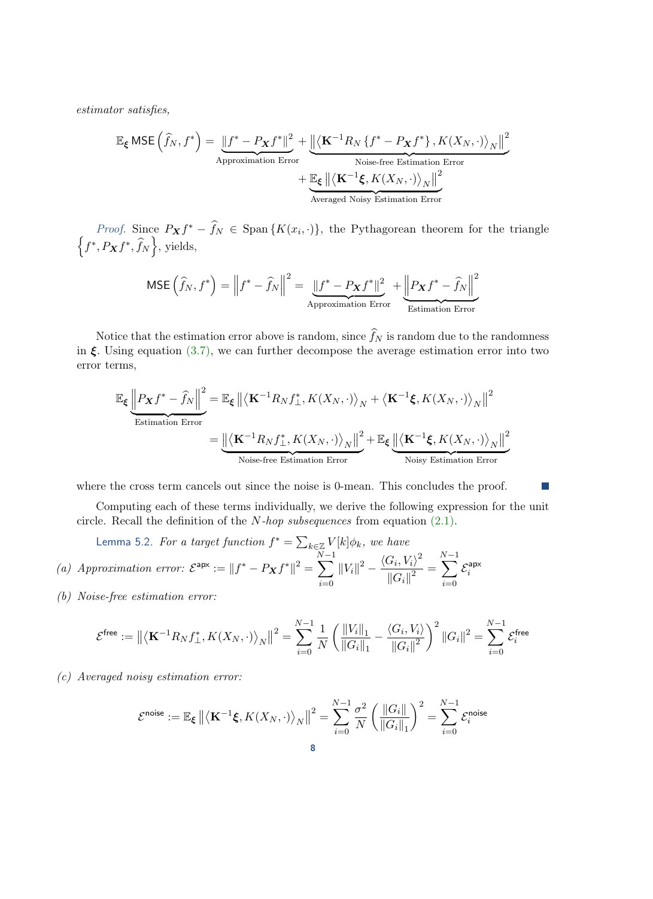*estimator satisfies,*

$$\mathbb{E}_{\boldsymbol{\xi}} \mathsf{MSE}\left(\widehat{f}_N, f^*\right) = \underbrace{\|f^* - P_{\boldsymbol{X}} f^*\|^2}_{\text{Approximation Error}} + \underbrace{\left\|\left\langle \mathbf{K}^{-1} R_N \left\{f^* - P_{\boldsymbol{X}} f^*\right\}, K(X_N, \cdot)\right\rangle_N\right\|^2}_{\text{Noise-free Estimation Error}} + \underbrace{\mathbb{E}_{\boldsymbol{\xi}} \left\|\left\langle \mathbf{K}^{-1} \boldsymbol{\xi}, K(X_N, \cdot)\right\rangle_N\right\|^2}_{\text{Averaged Noisy Estimation Error}}$$

*Proof.* Since $P_{\boldsymbol{X}} f^* - \widehat{f}_N \in \operatorname{Span}\{K(x_i, \cdot)\}$, the Pythagorean theorem for the triangle $\left\{f^*, P_{\boldsymbol{X}} f^*, \widehat{f}_N\right\}$, yields,

$$\mathsf{MSE}\left(\widehat{f}_N, f^*\right) = \left\|f^* - \widehat{f}_N\right\|^2 = \underbrace{\|f^* - P_{\boldsymbol{X}} f^*\|^2}_{\text{Approximation Error}} + \underbrace{\left\|P_{\boldsymbol{X}} f^* - \widehat{f}_N\right\|^2}_{\text{Estimation Error}}$$

Notice that the estimation error above is random, since $\widehat{f}_N$ is random due to the randomness in $\boldsymbol{\xi}$. Using equation (3.7), we can further decompose the average estimation error into two error terms,

$$\begin{aligned}
\mathbb{E}_{\boldsymbol{\xi}} \underbrace{\left\|P_{\boldsymbol{X}} f^* - \widehat{f}_N\right\|^2}_{\text{Estimation Error}} &= \mathbb{E}_{\boldsymbol{\xi}} \left\|\left\langle \mathbf{K}^{-1} R_N f_\perp^*, K(X_N, \cdot)\right\rangle_N + \left\langle \mathbf{K}^{-1} \boldsymbol{\xi}, K(X_N, \cdot)\right\rangle_N\right\|^2 \\
&= \underbrace{\left\|\left\langle \mathbf{K}^{-1} R_N f_\perp^*, K(X_N, \cdot)\right\rangle_N\right\|^2}_{\text{Noise-free Estimation Error}} + \mathbb{E}_{\boldsymbol{\xi}} \underbrace{\left\|\left\langle \mathbf{K}^{-1} \boldsymbol{\xi}, K(X_N, \cdot)\right\rangle_N\right\|^2}_{\text{Noisy Estimation Error}}
\end{aligned}$$

where the cross term cancels out since the noise is 0-mean. This concludes the proof. ∎

Computing each of these terms individually, we derive the following expression for the unit circle. Recall the definition of the *N-hop subsequences* from equation (2.1).

**Lemma 5.2.** *For a target function $f^* = \sum_{k \in \mathbb{Z}} V[k] \phi_k$, we have*

*(a) Approximation error:* $\mathcal{E}^{\mathsf{apx}} := \|f^* - P_{\boldsymbol{X}} f^*\|^2 = \sum_{i=0}^{N-1} \|V_i\|^2 - \dfrac{\langle G_i, V_i\rangle^2}{\|G_i\|^2} = \sum_{i=0}^{N-1} \mathcal{E}_i^{\mathsf{apx}}$

*(b) Noise-free estimation error:*

$$\mathcal{E}^{\mathsf{free}} := \left\|\left\langle \mathbf{K}^{-1} R_N f_\perp^*, K(X_N, \cdot)\right\rangle_N\right\|^2 = \sum_{i=0}^{N-1} \frac{1}{N} \left(\frac{\|V_i\|_1}{\|G_i\|_1} - \frac{\langle G_i, V_i\rangle}{\|G_i\|^2}\right)^2 \|G_i\|^2 = \sum_{i=0}^{N-1} \mathcal{E}_i^{\mathsf{free}}$$

*(c) Averaged noisy estimation error:*

$$\mathcal{E}^{\mathsf{noise}} := \mathbb{E}_{\boldsymbol{\xi}} \left\|\left\langle \mathbf{K}^{-1} \boldsymbol{\xi}, K(X_N, \cdot)\right\rangle_N\right\|^2 = \sum_{i=0}^{N-1} \frac{\sigma^2}{N} \left(\frac{\|G_i\|}{\|G_i\|_1}\right)^2 = \sum_{i=0}^{N-1} \mathcal{E}_i^{\mathsf{noise}}$$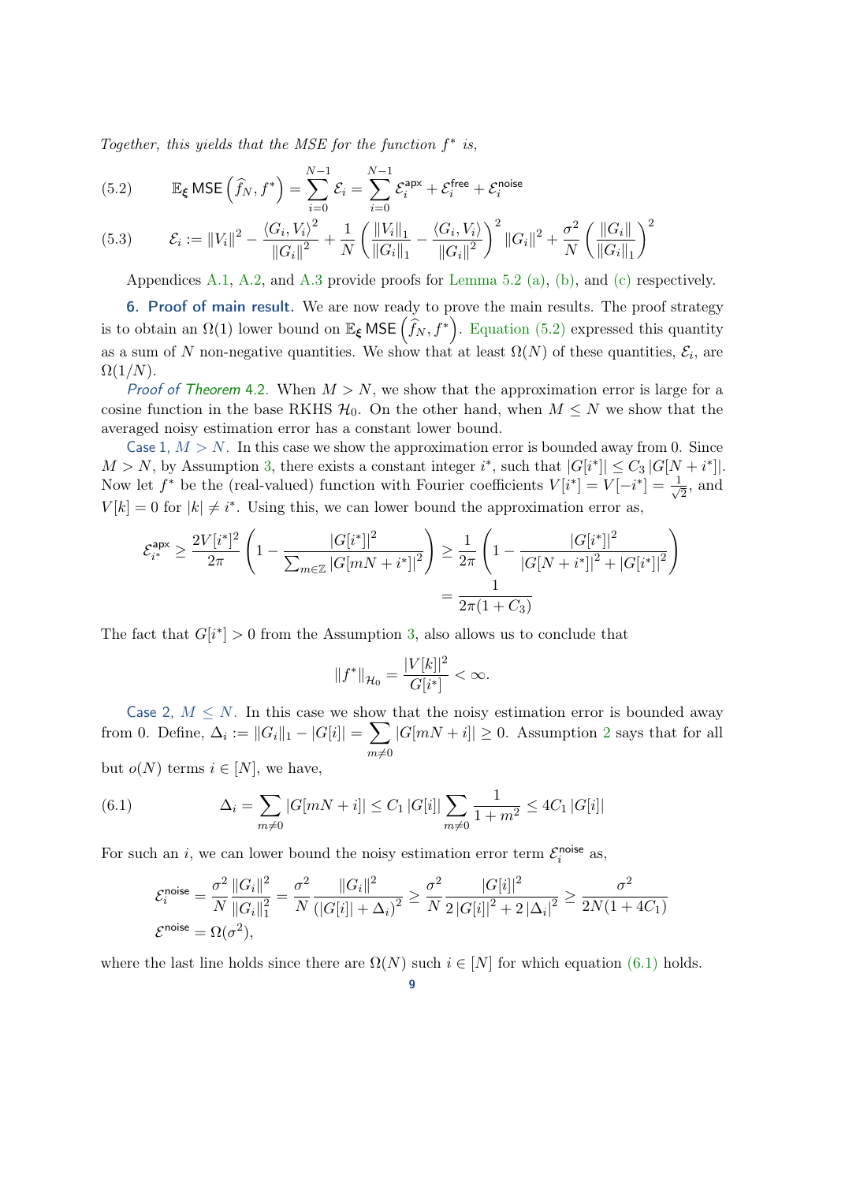*Together, this yields that the MSE for the function $f^*$ is,*

$$\mathbb{E}_{\boldsymbol{\xi}} \, \mathsf{MSE}\left(\widehat{f}_N, f^*\right) = \sum_{i=0}^{N-1} \mathcal{E}_i = \sum_{i=0}^{N-1} \mathcal{E}_i^{\mathsf{apx}} + \mathcal{E}_i^{\mathsf{free}} + \mathcal{E}_i^{\mathsf{noise}} \tag{5.2}$$

$$\mathcal{E}_i := \|V_i\|^2 - \frac{\langle G_i, V_i\rangle^2}{\|G_i\|^2} + \frac{1}{N}\left(\frac{\|V_i\|_1}{\|G_i\|_1} - \frac{\langle G_i, V_i\rangle}{\|G_i\|^2}\right)^2 \|G_i\|^2 + \frac{\sigma^2}{N}\left(\frac{\|G_i\|}{\|G_i\|_1}\right)^2 \tag{5.3}$$

Appendices A.1, A.2, and A.3 provide proofs for Lemma 5.2 (a), (b), and (c) respectively.

## 6. Proof of main result.

We are now ready to prove the main results. The proof strategy is to obtain an $\Omega(1)$ lower bound on $\mathbb{E}_{\boldsymbol{\xi}} \, \mathsf{MSE}\left(\widehat{f}_N, f^*\right)$. Equation (5.2) expressed this quantity as a sum of $N$ non-negative quantities. We show that at least $\Omega(N)$ of these quantities, $\mathcal{E}_i$, are $\Omega(1/N)$.

*Proof of Theorem 4.2.* When $M > N$, we show that the approximation error is large for a cosine function in the base RKHS $\mathcal{H}_0$. On the other hand, when $M \leq N$ we show that the averaged noisy estimation error has a constant lower bound.

Case 1, $M > N$. In this case we show the approximation error is bounded away from 0. Since $M > N$, by Assumption 3, there exists a constant integer $i^*$, such that $|G[i^*]| \leq C_3 |G[N + i^*]|$. Now let $f^*$ be the (real-valued) function with Fourier coefficients $V[i^*] = V[-i^*] = \frac{1}{\sqrt{2}}$, and $V[k] = 0$ for $|k| \neq i^*$. Using this, we can lower bound the approximation error as,

$$\begin{aligned}
\mathcal{E}_{i^*}^{\mathsf{apx}} \geq \frac{2V[i^*]^2}{2\pi}\left(1 - \frac{|G[i^*]|^2}{\sum_{m\in\mathbb{Z}} |G[mN + i^*]|^2}\right) &\geq \frac{1}{2\pi}\left(1 - \frac{|G[i^*]|^2}{|G[N+i^*]|^2 + |G[i^*]|^2}\right) \\
&= \frac{1}{2\pi(1 + C_3)}
\end{aligned}$$

The fact that $G[i^*] > 0$ from the Assumption 3, also allows us to conclude that

$$\|f^*\|_{\mathcal{H}_0} = \frac{|V[k]|^2}{G[i^*]} < \infty.$$

Case 2, $M \leq N$. In this case we show that the noisy estimation error is bounded away from 0. Define, $\Delta_i := \|G_i\|_1 - |G[i]| = \sum_{m\neq 0} |G[mN + i]| \geq 0$. Assumption 2 says that for all but $o(N)$ terms $i \in [N]$, we have,

$$\Delta_i = \sum_{m\neq 0} |G[mN + i]| \leq C_1 |G[i]| \sum_{m \neq 0} \frac{1}{1 + m^2} \leq 4C_1 |G[i]| \tag{6.1}$$

For such an $i$, we can lower bound the noisy estimation error term $\mathcal{E}_i^{\mathsf{noise}}$ as,

$$\begin{aligned}
\mathcal{E}_i^{\mathsf{noise}} &= \frac{\sigma^2}{N}\frac{\|G_i\|^2}{\|G_i\|_1^2} = \frac{\sigma^2}{N}\frac{\|G_i\|^2}{(|G[i]| + \Delta_i)^2} \geq \frac{\sigma^2}{N}\frac{|G[i]|^2}{2|G[i]|^2 + 2|\Delta_i|^2} \geq \frac{\sigma^2}{2N(1 + 4C_1)} \\
\mathcal{E}^{\mathsf{noise}} &= \Omega(\sigma^2),
\end{aligned}$$

where the last line holds since there are $\Omega(N)$ such $i \in [N]$ for which equation (6.1) holds.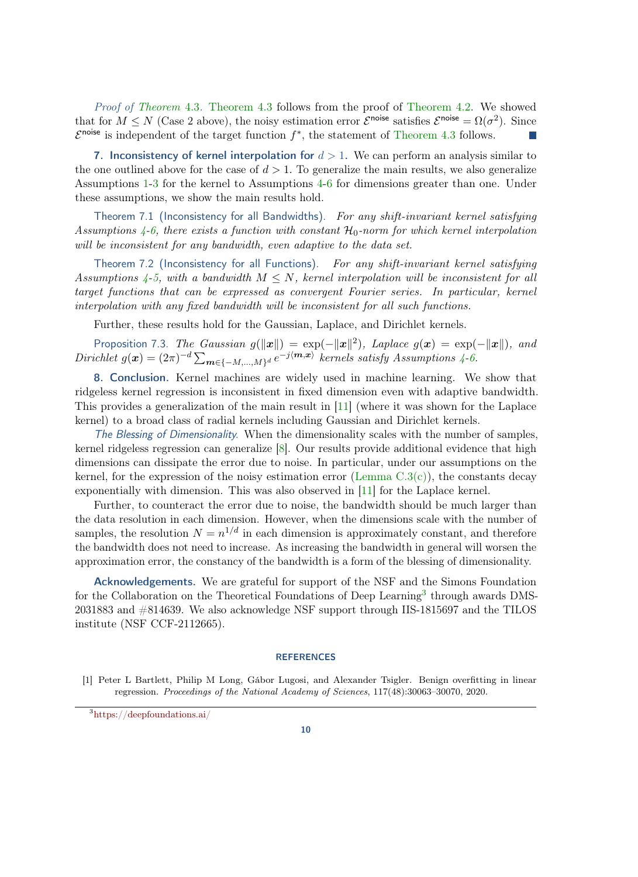*Proof of Theorem 4.3.* Theorem 4.3 follows from the proof of Theorem 4.2. We showed that for $M \leq N$ (Case 2 above), the noisy estimation error $\mathcal{E}^{\text{noise}}$ satisfies $\mathcal{E}^{\text{noise}} = \Omega(\sigma^2)$. Since $\mathcal{E}^{\text{noise}}$ is independent of the target function $f^*$, the statement of Theorem 4.3 follows. ∎

## 7. Inconsistency of kernel interpolation for $d > 1$.

We can perform an analysis similar to the one outlined above for the case of $d > 1$. To generalize the main results, we also generalize Assumptions 1-3 for the kernel to Assumptions 4-6 for dimensions greater than one. Under these assumptions, we show the main results hold.

Theorem 7.1 (Inconsistency for all Bandwidths). *For any shift-invariant kernel satisfying Assumptions 4-6, there exists a function with constant $\mathcal{H}_0$-norm for which kernel interpolation will be inconsistent for any bandwidth, even adaptive to the data set.*

Theorem 7.2 (Inconsistency for all Functions). *For any shift-invariant kernel satisfying Assumptions 4-5, with a bandwidth $M \leq N$, kernel interpolation will be inconsistent for all target functions that can be expressed as convergent Fourier series. In particular, kernel interpolation with any fixed bandwidth will be inconsistent for all such functions.*

Further, these results hold for the Gaussian, Laplace, and Dirichlet kernels.

Proposition 7.3. *The Gaussian $g(\|\boldsymbol{x}\|) = \exp(-\|\boldsymbol{x}\|^2)$, Laplace $g(\boldsymbol{x}) = \exp(-\|\boldsymbol{x}\|)$, and Dirichlet $g(\boldsymbol{x}) = (2\pi)^{-d} \sum_{\boldsymbol{m}\in\{-M,\ldots,M\}^d} e^{-j\langle \boldsymbol{m},\boldsymbol{x}\rangle}$ kernels satisfy Assumptions 4-6.*

## 8. Conclusion.

Kernel machines are widely used in machine learning. We show that ridgeless kernel regression is inconsistent in fixed dimension even with adaptive bandwidth. This provides a generalization of the main result in [11] (where it was shown for the Laplace kernel) to a broad class of radial kernels including Gaussian and Dirichlet kernels.

*The Blessing of Dimensionality.* When the dimensionality scales with the number of samples, kernel ridgeless regression can generalize [8]. Our results provide additional evidence that high dimensions can dissipate the error due to noise. In particular, under our assumptions on the kernel, for the expression of the noisy estimation error (Lemma C.3(c)), the constants decay exponentially with dimension. This was also observed in [11] for the Laplace kernel.

Further, to counteract the error due to noise, the bandwidth should be much larger than the data resolution in each dimension. However, when the dimensions scale with the number of samples, the resolution $N = n^{1/d}$ in each dimension is approximately constant, and therefore the bandwidth does not need to increase. As increasing the bandwidth in general will worsen the approximation error, the constancy of the bandwidth is a form of the blessing of dimensionality.

**Acknowledgements.** We are grateful for support of the NSF and the Simons Foundation for the Collaboration on the Theoretical Foundations of Deep Learning[3] through awards DMS-2031883 and #814639. We also acknowledge NSF support through IIS-1815697 and the TILOS institute (NSF CCF-2112665).

## REFERENCES

[1] Peter L Bartlett, Philip M Long, Gábor Lugosi, and Alexander Tsigler. Benign overfitting in linear regression. *Proceedings of the National Academy of Sciences*, 117(48):30063–30070, 2020.

[3] https://deepfoundations.ai/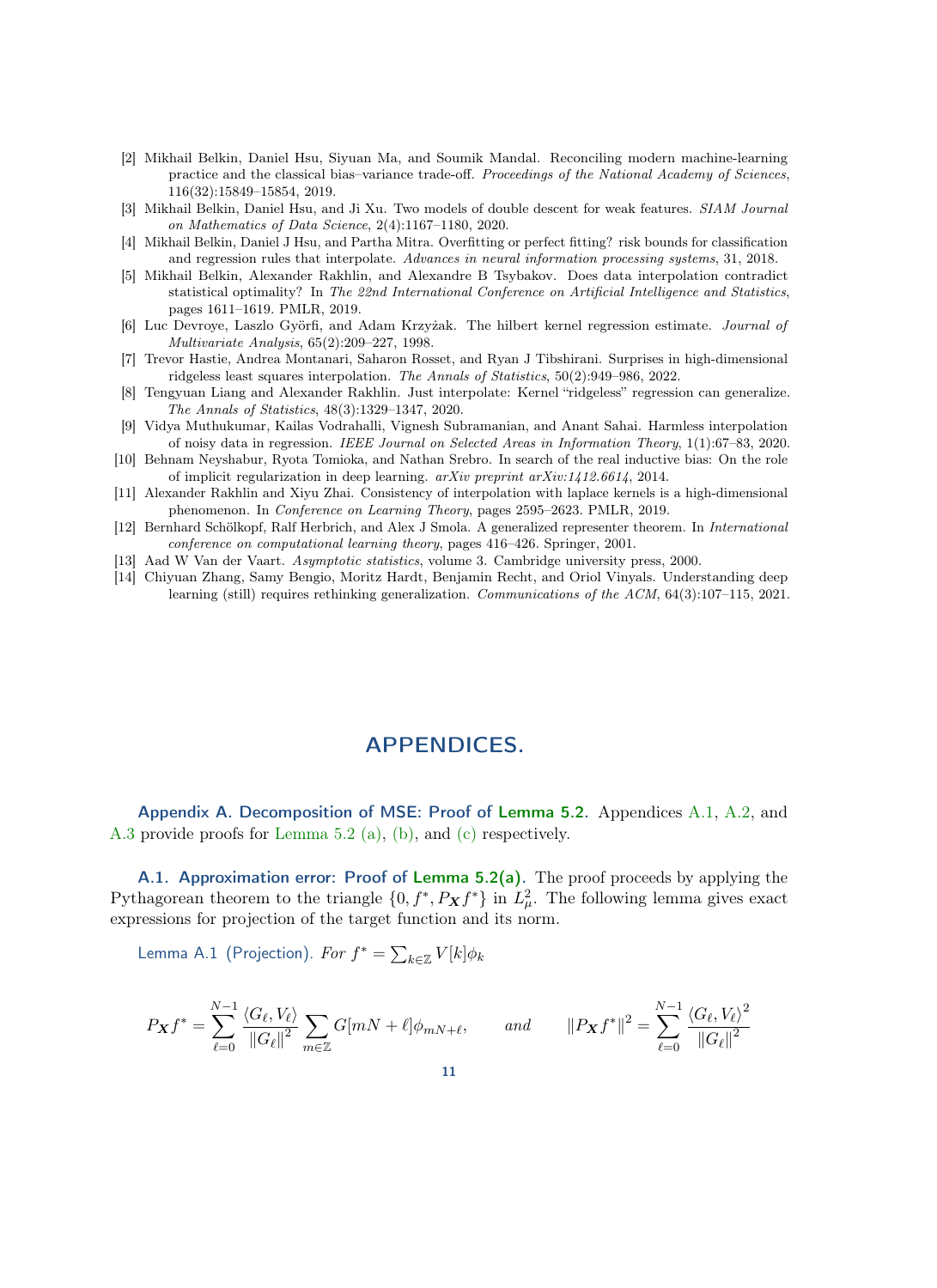[2] Mikhail Belkin, Daniel Hsu, Siyuan Ma, and Soumik Mandal. Reconciling modern machine-learning practice and the classical bias–variance trade-off. *Proceedings of the National Academy of Sciences*, 116(32):15849–15854, 2019.

[3] Mikhail Belkin, Daniel Hsu, and Ji Xu. Two models of double descent for weak features. *SIAM Journal on Mathematics of Data Science*, 2(4):1167–1180, 2020.

[4] Mikhail Belkin, Daniel J Hsu, and Partha Mitra. Overfitting or perfect fitting? risk bounds for classification and regression rules that interpolate. *Advances in neural information processing systems*, 31, 2018.

[5] Mikhail Belkin, Alexander Rakhlin, and Alexandre B Tsybakov. Does data interpolation contradict statistical optimality? In *The 22nd International Conference on Artificial Intelligence and Statistics*, pages 1611–1619. PMLR, 2019.

[6] Luc Devroye, Laszlo Györfi, and Adam Krzyżak. The hilbert kernel regression estimate. *Journal of Multivariate Analysis*, 65(2):209–227, 1998.

[7] Trevor Hastie, Andrea Montanari, Saharon Rosset, and Ryan J Tibshirani. Surprises in high-dimensional ridgeless least squares interpolation. *The Annals of Statistics*, 50(2):949–986, 2022.

[8] Tengyuan Liang and Alexander Rakhlin. Just interpolate: Kernel "ridgeless" regression can generalize. *The Annals of Statistics*, 48(3):1329–1347, 2020.

[9] Vidya Muthukumar, Kailas Vodrahalli, Vignesh Subramanian, and Anant Sahai. Harmless interpolation of noisy data in regression. *IEEE Journal on Selected Areas in Information Theory*, 1(1):67–83, 2020.

[10] Behnam Neyshabur, Ryota Tomioka, and Nathan Srebro. In search of the real inductive bias: On the role of implicit regularization in deep learning. *arXiv preprint arXiv:1412.6614*, 2014.

[11] Alexander Rakhlin and Xiyu Zhai. Consistency of interpolation with laplace kernels is a high-dimensional phenomenon. In *Conference on Learning Theory*, pages 2595–2623. PMLR, 2019.

[12] Bernhard Schölkopf, Ralf Herbrich, and Alex J Smola. A generalized representer theorem. In *International conference on computational learning theory*, pages 416–426. Springer, 2001.

[13] Aad W Van der Vaart. *Asymptotic statistics*, volume 3. Cambridge university press, 2000.

[14] Chiyuan Zhang, Samy Bengio, Moritz Hardt, Benjamin Recht, and Oriol Vinyals. Understanding deep learning (still) requires rethinking generalization. *Communications of the ACM*, 64(3):107–115, 2021.

# APPENDICES.

**Appendix A. Decomposition of MSE: Proof of Lemma 5.2.** Appendices A.1, A.2, and A.3 provide proofs for Lemma 5.2 (a), (b), and (c) respectively.

**A.1. Approximation error: Proof of Lemma 5.2(a).** The proof proceeds by applying the Pythagorean theorem to the triangle $\{0, f^*, P_{\boldsymbol{X}} f^*\}$ in $L^2_\mu$. The following lemma gives exact expressions for projection of the target function and its norm.

Lemma A.1 (Projection). *For* $f^* = \sum_{k\in\mathbb{Z}} V[k]\phi_k$

$$P_{\boldsymbol{X}} f^* = \sum_{\ell=0}^{N-1} \frac{\langle G_\ell, V_\ell\rangle}{\|G_\ell\|^2} \sum_{m\in\mathbb{Z}} G[mN+\ell]\phi_{mN+\ell}, \qquad \textit{and} \qquad \|P_{\boldsymbol{X}} f^*\|^2 = \sum_{\ell=0}^{N-1} \frac{\langle G_\ell, V_\ell\rangle^2}{\|G_\ell\|^2}$$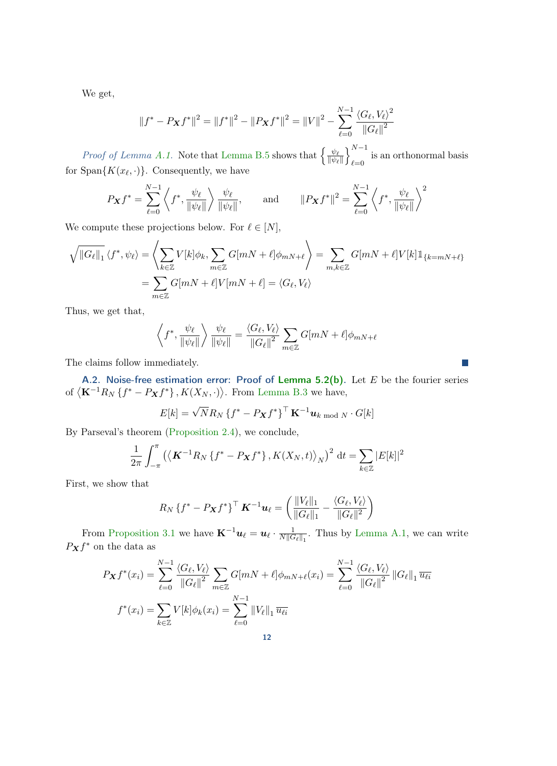We get,

$$\|f^* - P_{\boldsymbol{X}} f^*\|^2 = \|f^*\|^2 - \|P_{\boldsymbol{X}} f^*\|^2 = \|V\|^2 - \sum_{\ell=0}^{N-1} \frac{\langle G_\ell, V_\ell \rangle^2}{\|G_\ell\|^2}$$

*Proof of Lemma A.1.* Note that Lemma B.5 shows that $\left\{ \frac{\psi_\ell}{\|\psi_\ell\|} \right\}_{\ell=0}^{N-1}$ is an orthonormal basis for $\text{Span}\{K(x_\ell, \cdot)\}$. Consequently, we have

$$P_{\boldsymbol{X}} f^* = \sum_{\ell=0}^{N-1} \left\langle f^*, \frac{\psi_\ell}{\|\psi_\ell\|} \right\rangle \frac{\psi_\ell}{\|\psi_\ell\|}, \qquad \text{and} \qquad \|P_{\boldsymbol{X}} f^*\|^2 = \sum_{\ell=0}^{N-1} \left\langle f^*, \frac{\psi_\ell}{\|\psi_\ell\|} \right\rangle^2$$

We compute these projections below. For $\ell \in [N]$,

$$\begin{aligned}
\sqrt{\|G_\ell\|_1} \langle f^*, \psi_\ell \rangle &= \left\langle \sum_{k \in \mathbb{Z}} V[k] \phi_k, \sum_{m \in \mathbb{Z}} G[mN+\ell] \phi_{mN+\ell} \right\rangle = \sum_{m,k \in \mathbb{Z}} G[mN+\ell] V[k] \mathbb{1}_{\{k = mN+\ell\}} \\
&= \sum_{m \in \mathbb{Z}} G[mN+\ell] V[mN+\ell] = \langle G_\ell, V_\ell \rangle
\end{aligned}$$

Thus, we get that,

$$\left\langle f^*, \frac{\psi_\ell}{\|\psi_\ell\|} \right\rangle \frac{\psi_\ell}{\|\psi_\ell\|} = \frac{\langle G_\ell, V_\ell \rangle}{\|G_\ell\|^2} \sum_{m \in \mathbb{Z}} G[mN+\ell] \phi_{mN+\ell}$$

The claims follow immediately. ∎

**A.2. Noise-free estimation error: Proof of Lemma 5.2(b).** Let $E$ be the fourier series of $\left\langle \mathbf{K}^{-1} R_N \{f^* - P_{\boldsymbol{X}} f^*\}, K(X_N, \cdot) \right\rangle$. From Lemma B.3 we have,

$$E[k] = \sqrt{N} R_N \{f^* - P_{\boldsymbol{X}} f^*\}^\top \mathbf{K}^{-1} \boldsymbol{u}_{k \bmod N} \cdot G[k]$$

By Parseval's theorem (Proposition 2.4), we conclude,

$$\frac{1}{2\pi} \int_{-\pi}^{\pi} \left( \left\langle \boldsymbol{K}^{-1} R_N \{f^* - P_{\boldsymbol{X}} f^*\}, K(X_N, t) \right\rangle_N \right)^2 \mathrm{d}t = \sum_{k \in \mathbb{Z}} |E[k]|^2$$

First, we show that

$$R_N \{f^* - P_{\boldsymbol{X}} f^*\}^\top \boldsymbol{K}^{-1} \boldsymbol{u}_\ell = \left( \frac{\|V_\ell\|_1}{\|G_\ell\|_1} - \frac{\langle G_\ell, V_\ell \rangle}{\|G_\ell\|^2} \right)$$

From Proposition 3.1 we have $\mathbf{K}^{-1} \boldsymbol{u}_\ell = \boldsymbol{u}_\ell \cdot \frac{1}{N\|G_\ell\|_1}$. Thus by Lemma A.1, we can write $P_{\boldsymbol{X}} f^*$ on the data as

$$\begin{aligned}
P_{\boldsymbol{X}} f^*(x_i) &= \sum_{\ell=0}^{N-1} \frac{\langle G_\ell, V_\ell \rangle}{\|G_\ell\|^2} \sum_{m \in \mathbb{Z}} G[mN+\ell] \phi_{mN+\ell}(x_i) = \sum_{\ell=0}^{N-1} \frac{\langle G_\ell, V_\ell \rangle}{\|G_\ell\|^2} \|G_\ell\|_1 \overline{u_{\ell i}} \\
f^*(x_i) &= \sum_{k \in \mathbb{Z}} V[k] \phi_k(x_i) = \sum_{\ell=0}^{N-1} \|V_\ell\|_1 \overline{u_{\ell i}}
\end{aligned}$$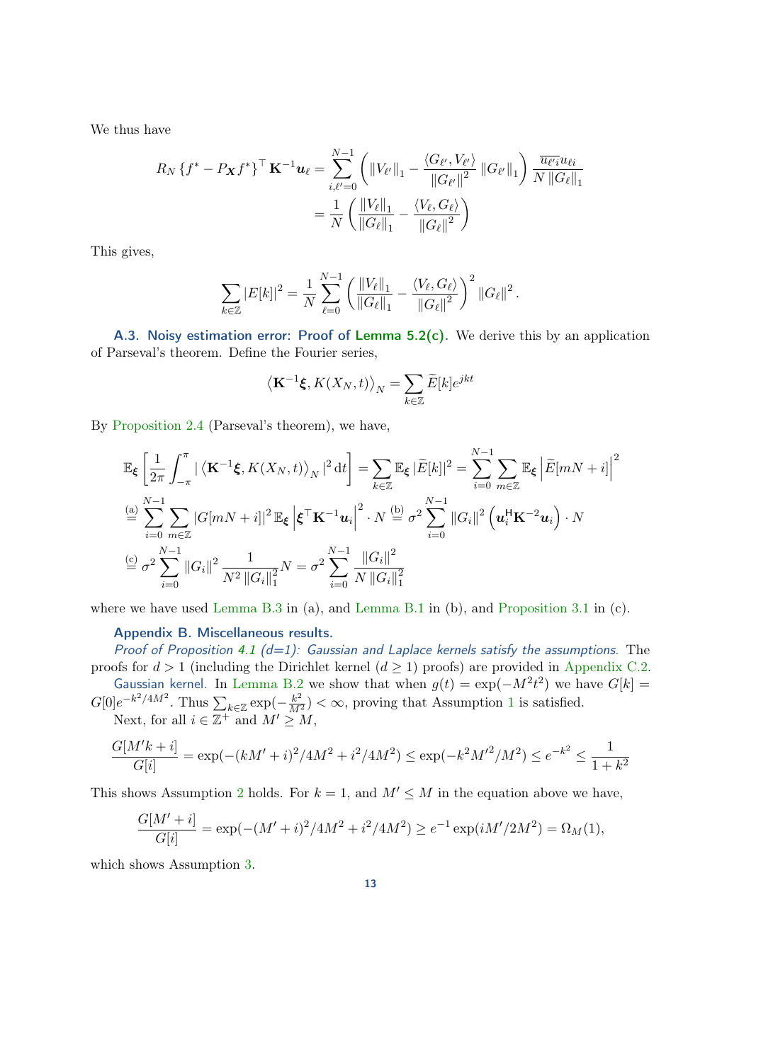We thus have

$$R_N \left\{ f^* - P_{\boldsymbol{X}} f^* \right\}^\top \mathbf{K}^{-1} \boldsymbol{u}_\ell = \sum_{i,\ell'=0}^{N-1} \left( \|V_{\ell'}\|_1 - \frac{\langle G_{\ell'}, V_{\ell'} \rangle}{\|G_{\ell'}\|^2} \|G_{\ell'}\|_1 \right) \frac{\overline{u_{\ell' i}} u_{\ell i}}{N \|G_\ell\|_1}$$

$$= \frac{1}{N} \left( \frac{\|V_\ell\|_1}{\|G_\ell\|_1} - \frac{\langle V_\ell, G_\ell \rangle}{\|G_\ell\|^2} \right)$$

This gives,

$$\sum_{k \in \mathbb{Z}} |E[k]|^2 = \frac{1}{N} \sum_{\ell=0}^{N-1} \left( \frac{\|V_\ell\|_1}{\|G_\ell\|_1} - \frac{\langle V_\ell, G_\ell \rangle}{\|G_\ell\|^2} \right)^2 \|G_\ell\|^2 .$$

**A.3. Noisy estimation error: Proof of Lemma 5.2(c).** We derive this by an application of Parseval's theorem. Define the Fourier series,

$$\left\langle \mathbf{K}^{-1} \boldsymbol{\xi}, K(X_N, t) \right\rangle_N = \sum_{k \in \mathbb{Z}} \widetilde{E}[k] e^{jkt}$$

By Proposition 2.4 (Parseval's theorem), we have,

$$\mathbb{E}_{\boldsymbol{\xi}} \left[ \frac{1}{2\pi} \int_{-\pi}^{\pi} | \left\langle \mathbf{K}^{-1} \boldsymbol{\xi}, K(X_N, t) \right\rangle_N |^2 \, \mathrm{d}t \right] = \sum_{k \in \mathbb{Z}} \mathbb{E}_{\boldsymbol{\xi}} \, |\widetilde{E}[k]|^2 = \sum_{i=0}^{N-1} \sum_{m \in \mathbb{Z}} \mathbb{E}_{\boldsymbol{\xi}} \left| \widetilde{E}[mN + i] \right|^2$$

$$\overset{(a)}{=} \sum_{i=0}^{N-1} \sum_{m \in \mathbb{Z}} |G[mN+i]|^2 \, \mathbb{E}_{\boldsymbol{\xi}} \left| \boldsymbol{\xi}^\top \mathbf{K}^{-1} \boldsymbol{u}_i \right|^2 \cdot N \overset{(b)}{=} \sigma^2 \sum_{i=0}^{N-1} \|G_i\|^2 \left( \boldsymbol{u}_i^{\mathsf{H}} \mathbf{K}^{-2} \boldsymbol{u}_i \right) \cdot N$$

$$\overset{(c)}{=} \sigma^2 \sum_{i=0}^{N-1} \|G_i\|^2 \frac{1}{N^2 \|G_i\|_1^2} N = \sigma^2 \sum_{i=0}^{N-1} \frac{\|G_i\|^2}{N \|G_i\|_1^2}$$

where we have used Lemma B.3 in (a), and Lemma B.1 in (b), and Proposition 3.1 in (c).

## Appendix B. Miscellaneous results.

*Proof of Proposition 4.1 (d=1): Gaussian and Laplace kernels satisfy the assumptions.* The proofs for $d > 1$ (including the Dirichlet kernel ($d \geq 1$) proofs) are provided in Appendix C.2.

Gaussian kernel. In Lemma B.2 we show that when $g(t) = \exp(-M^2 t^2)$ we have $G[k] = G[0] e^{-k^2/4M^2}$. Thus $\sum_{k \in \mathbb{Z}} \exp(-\frac{k^2}{M^2}) < \infty$, proving that Assumption 1 is satisfied.

Next, for all $i \in \mathbb{Z}^+$ and $M' \geq M$,

$$\frac{G[M'k + i]}{G[i]} = \exp(-(kM' + i)^2/4M^2 + i^2/4M^2) \leq \exp(-k^2 M'^2/M^2) \leq e^{-k^2} \leq \frac{1}{1+k^2}$$

This shows Assumption 2 holds. For $k = 1$, and $M' \leq M$ in the equation above we have,

$$\frac{G[M' + i]}{G[i]} = \exp(-(M' + i)^2/4M^2 + i^2/4M^2) \geq e^{-1} \exp(iM'/2M^2) = \Omega_M(1),$$

which shows Assumption 3.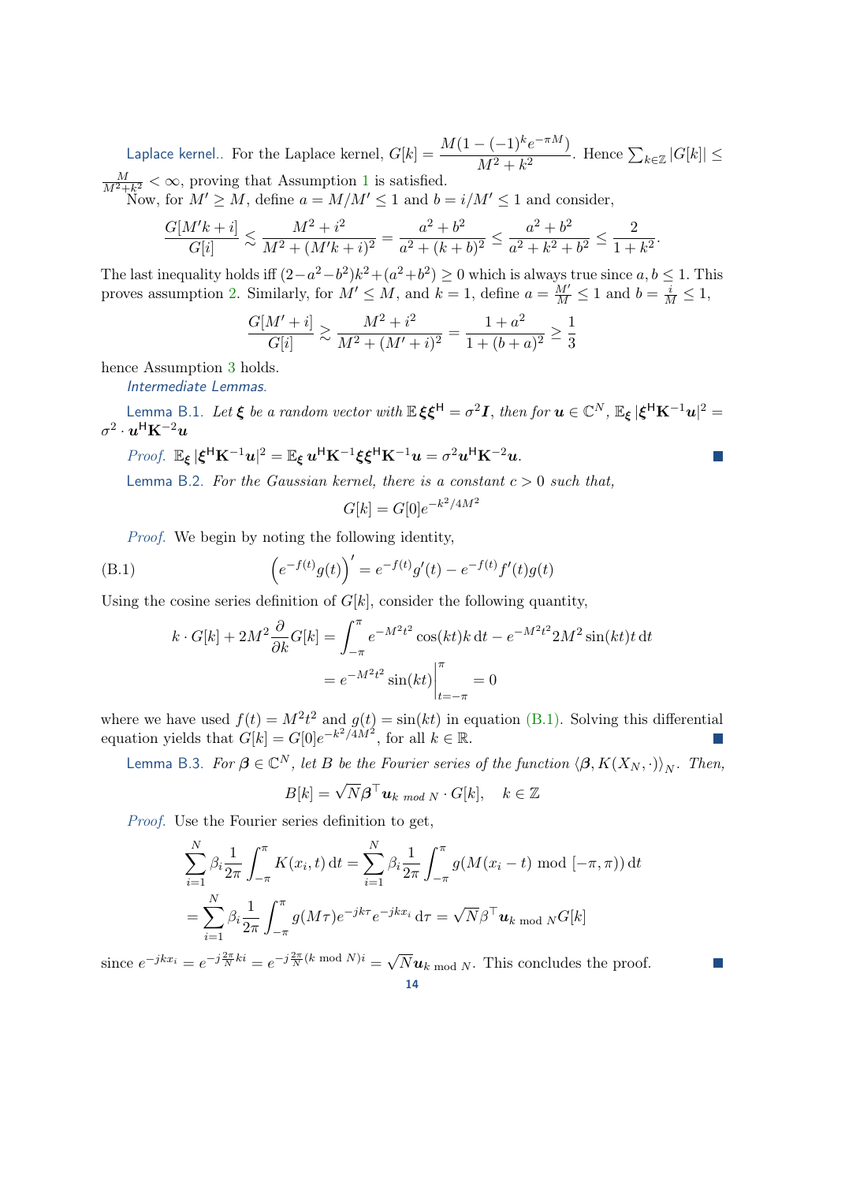Laplace kernel.. For the Laplace kernel, $G[k] = \dfrac{M(1-(-1)^k e^{-\pi M})}{M^2+k^2}$. Hence $\sum_{k\in\mathbb{Z}} |G[k]| \leq \frac{M}{M^2+k^2} < \infty$, proving that Assumption 1 is satisfied.

Now, for $M' \geq M$, define $a = M/M' \leq 1$ and $b = i/M' \leq 1$ and consider,

$$\frac{G[M'k+i]}{G[i]} \lesssim \frac{M^2+i^2}{M^2+(M'k+i)^2} = \frac{a^2+b^2}{a^2+(k+b)^2} \leq \frac{a^2+b^2}{a^2+k^2+b^2} \leq \frac{2}{1+k^2}.$$

The last inequality holds iff $(2-a^2-b^2)k^2+(a^2+b^2) \geq 0$ which is always true since $a, b \leq 1$. This proves assumption 2. Similarly, for $M' \leq M$, and $k=1$, define $a = \frac{M'}{M} \leq 1$ and $b = \frac{i}{M} \leq 1$,

$$\frac{G[M'+i]}{G[i]} \gtrsim \frac{M^2+i^2}{M^2+(M'+i)^2} = \frac{1+a^2}{1+(b+a)^2} \geq \frac{1}{3}$$

hence Assumption 3 holds.

*Intermediate Lemmas.*

**Lemma B.1.** *Let $\boldsymbol{\xi}$ be a random vector with $\mathbb{E}\,\boldsymbol{\xi}\boldsymbol{\xi}^{\mathsf{H}} = \sigma^2 \boldsymbol{I}$, then for $\boldsymbol{u} \in \mathbb{C}^N$, $\mathbb{E}_{\boldsymbol{\xi}} |\boldsymbol{\xi}^{\mathsf{H}}\mathbf{K}^{-1}\boldsymbol{u}|^2 = \sigma^2 \cdot \boldsymbol{u}^{\mathsf{H}}\mathbf{K}^{-2}\boldsymbol{u}$*

*Proof.* $\mathbb{E}_{\boldsymbol{\xi}} |\boldsymbol{\xi}^{\mathsf{H}}\mathbf{K}^{-1}\boldsymbol{u}|^2 = \mathbb{E}_{\boldsymbol{\xi}}\, \boldsymbol{u}^{\mathsf{H}}\mathbf{K}^{-1}\boldsymbol{\xi}\boldsymbol{\xi}^{\mathsf{H}}\mathbf{K}^{-1}\boldsymbol{u} = \sigma^2 \boldsymbol{u}^{\mathsf{H}}\mathbf{K}^{-2}\boldsymbol{u}$. ∎

**Lemma B.2.** *For the Gaussian kernel, there is a constant $c > 0$ such that,*

$$G[k] = G[0]e^{-k^2/4M^2}$$

*Proof.* We begin by noting the following identity,

$$\left(e^{-f(t)}g(t)\right)' = e^{-f(t)}g'(t) - e^{-f(t)}f'(t)g(t) \tag{B.1}$$

Using the cosine series definition of $G[k]$, consider the following quantity,

$$\begin{aligned}
k \cdot G[k] + 2M^2 \frac{\partial}{\partial k} G[k] &= \int_{-\pi}^{\pi} e^{-M^2t^2}\cos(kt)k\,\mathrm{d}t - e^{-M^2t^2}2M^2\sin(kt)t\,\mathrm{d}t \\
&= e^{-M^2t^2}\sin(kt)\Big|_{t=-\pi}^{\pi} = 0
\end{aligned}$$

where we have used $f(t) = M^2t^2$ and $g(t) = \sin(kt)$ in equation (B.1). Solving this differential equation yields that $G[k] = G[0]e^{-k^2/4M^2}$, for all $k \in \mathbb{R}$. ∎

**Lemma B.3.** *For $\boldsymbol{\beta} \in \mathbb{C}^N$, let $B$ be the Fourier series of the function $\langle \boldsymbol{\beta}, K(X_N, \cdot)\rangle_N$. Then,*

$$B[k] = \sqrt{N}\boldsymbol{\beta}^{\top}\boldsymbol{u}_{k \bmod N} \cdot G[k], \quad k \in \mathbb{Z}$$

*Proof.* Use the Fourier series definition to get,

$$\begin{aligned}
\sum_{i=1}^{N} \beta_i \frac{1}{2\pi}\int_{-\pi}^{\pi} K(x_i, t)\,\mathrm{d}t &= \sum_{i=1}^{N} \beta_i \frac{1}{2\pi}\int_{-\pi}^{\pi} g(M(x_i - t) \bmod [-\pi, \pi))\,\mathrm{d}t \\
&= \sum_{i=1}^{N} \beta_i \frac{1}{2\pi}\int_{-\pi}^{\pi} g(M\tau)e^{-jk\tau}e^{-jkx_i}\,\mathrm{d}\tau = \sqrt{N}\beta^{\top}\boldsymbol{u}_{k \bmod N}G[k]
\end{aligned}$$

since $e^{-jkx_i} = e^{-j\frac{2\pi}{N}ki} = e^{-j\frac{2\pi}{N}(k \bmod N)i} = \sqrt{N}\boldsymbol{u}_{k \bmod N}$. This concludes the proof. ∎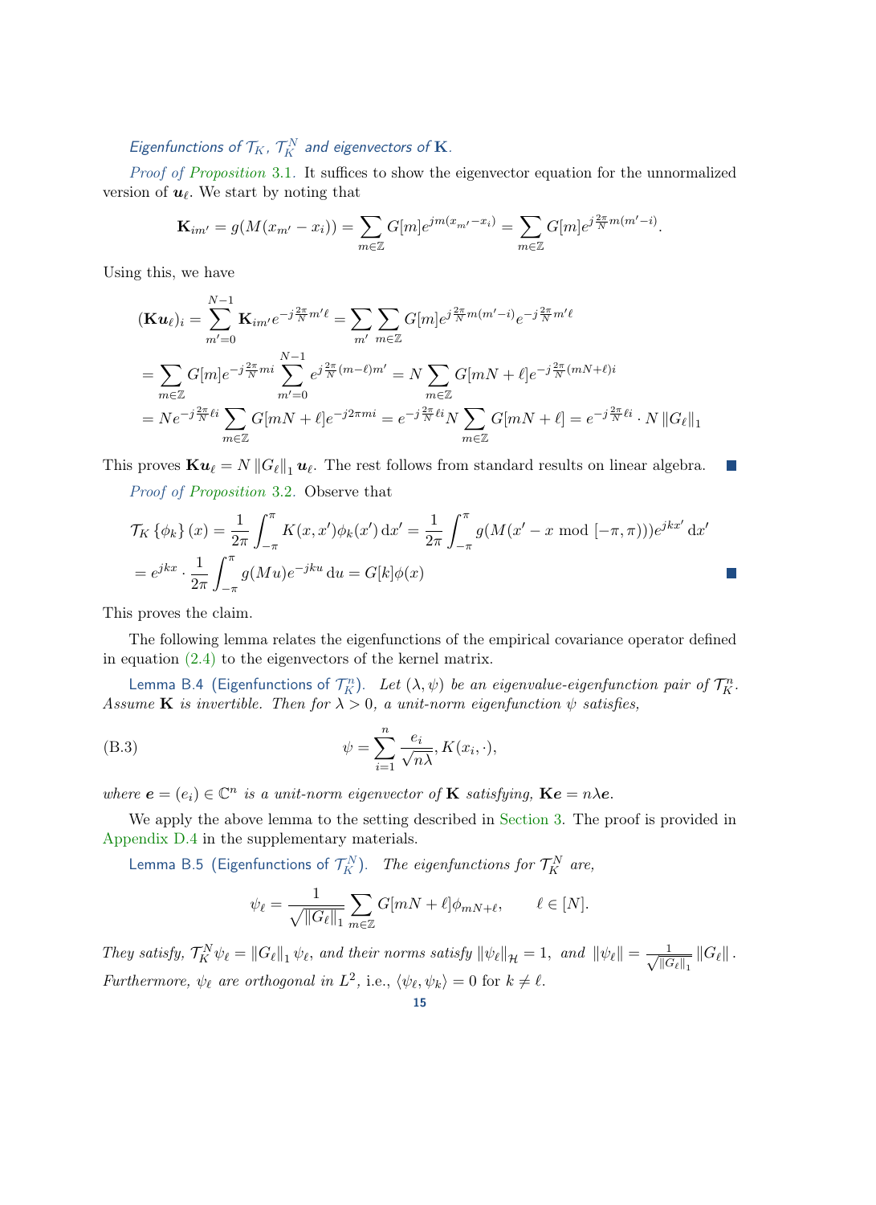*Eigenfunctions of $\mathcal{T}_K$, $\mathcal{T}_K^N$ and eigenvectors of $\mathbf{K}$.*

*Proof of Proposition 3.1.* It suffices to show the eigenvector equation for the unnormalized version of $\boldsymbol{u}_\ell$. We start by noting that

$$\mathbf{K}_{im'} = g(M(x_{m'} - x_i)) = \sum_{m\in\mathbb{Z}} G[m] e^{jm(x_{m'} - x_i)} = \sum_{m\in\mathbb{Z}} G[m] e^{j\frac{2\pi}{N}m(m'-i)}.$$

Using this, we have

$$\begin{aligned}
(\mathbf{K}\boldsymbol{u}_\ell)_i &= \sum_{m'=0}^{N-1} \mathbf{K}_{im'} e^{-j\frac{2\pi}{N}m'\ell} = \sum_{m'}\sum_{m\in\mathbb{Z}} G[m] e^{j\frac{2\pi}{N}m(m'-i)} e^{-j\frac{2\pi}{N}m'\ell} \\
&= \sum_{m\in\mathbb{Z}} G[m] e^{-j\frac{2\pi}{N}mi} \sum_{m'=0}^{N-1} e^{j\frac{2\pi}{N}(m-\ell)m'} = N \sum_{m\in\mathbb{Z}} G[mN+\ell] e^{-j\frac{2\pi}{N}(mN+\ell)i} \\
&= N e^{-j\frac{2\pi}{N}\ell i} \sum_{m\in\mathbb{Z}} G[mN+\ell] e^{-j2\pi mi} = e^{-j\frac{2\pi}{N}\ell i} N \sum_{m\in\mathbb{Z}} G[mN+\ell] = e^{-j\frac{2\pi}{N}\ell i} \cdot N \left\|G_\ell\right\|_1
\end{aligned}$$

This proves $\mathbf{K}\boldsymbol{u}_\ell = N\left\|G_\ell\right\|_1 \boldsymbol{u}_\ell$. The rest follows from standard results on linear algebra. ∎

*Proof of Proposition 3.2.* Observe that

$$\begin{aligned}
\mathcal{T}_K\left\{\phi_k\right\}(x) &= \frac{1}{2\pi}\int_{-\pi}^{\pi} K(x,x')\phi_k(x')\,\mathrm{d}x' = \frac{1}{2\pi}\int_{-\pi}^{\pi} g(M(x'-x \bmod [-\pi,\pi))) e^{jkx'}\,\mathrm{d}x' \\
&= e^{jkx}\cdot\frac{1}{2\pi}\int_{-\pi}^{\pi} g(Mu)e^{-jku}\,\mathrm{d}u = G[k]\phi(x)
\end{aligned}$$ ∎

This proves the claim.

The following lemma relates the eigenfunctions of the empirical covariance operator defined in equation (2.4) to the eigenvectors of the kernel matrix.

**Lemma B.4** (Eigenfunctions of $\mathcal{T}_K^n$). *Let $(\lambda, \psi)$ be an eigenvalue-eigenfunction pair of $\mathcal{T}_K^n$. Assume $\mathbf{K}$ is invertible. Then for $\lambda > 0$, a unit-norm eigenfunction $\psi$ satisfies,*

$$\psi = \sum_{i=1}^{n} \frac{e_i}{\sqrt{n\lambda}}, K(x_i,\cdot), \tag{B.3}$$

*where $\boldsymbol{e} = (e_i) \in \mathbb{C}^n$ is a unit-norm eigenvector of $\mathbf{K}$ satisfying, $\mathbf{K}\boldsymbol{e} = n\lambda\boldsymbol{e}$.*

We apply the above lemma to the setting described in Section 3. The proof is provided in Appendix D.4 in the supplementary materials.

**Lemma B.5** (Eigenfunctions of $\mathcal{T}_K^N$). *The eigenfunctions for $\mathcal{T}_K^N$ are,*

$$\psi_\ell = \frac{1}{\sqrt{\left\|G_\ell\right\|_1}} \sum_{m\in\mathbb{Z}} G[mN+\ell]\phi_{mN+\ell}, \qquad \ell \in [N].$$

*They satisfy, $\mathcal{T}_K^N\psi_\ell = \left\|G_\ell\right\|_1\psi_\ell$, and their norms satisfy $\left\|\psi_\ell\right\|_{\mathcal{H}} = 1$, and $\left\|\psi_\ell\right\| = \frac{1}{\sqrt{\left\|G_\ell\right\|_1}}\left\|G_\ell\right\|$. Furthermore, $\psi_\ell$ are orthogonal in $L^2$, i.e., $\langle\psi_\ell,\psi_k\rangle = 0$ for $k \neq \ell$.*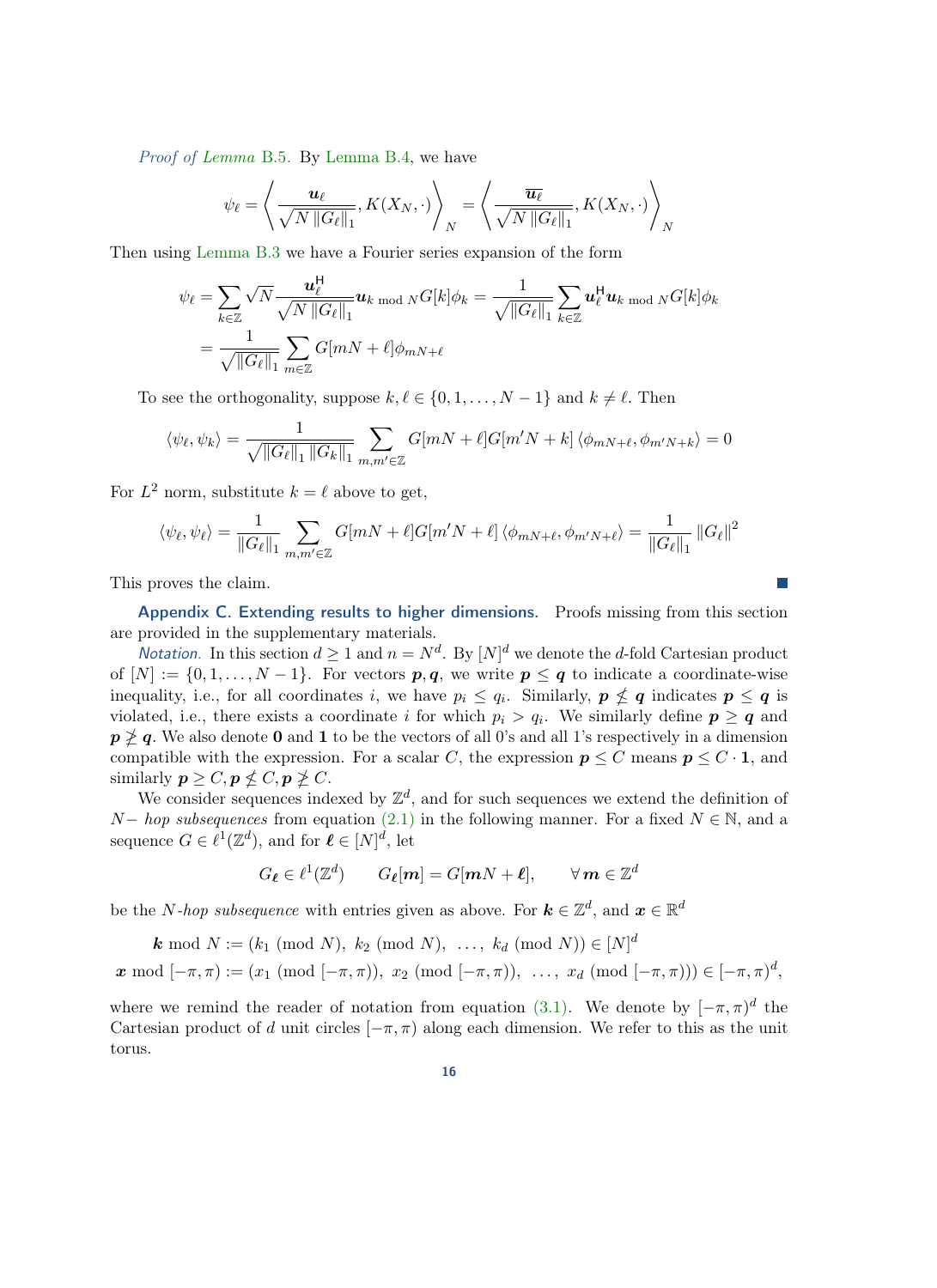*Proof of Lemma B.5.* By Lemma B.4, we have

$$\psi_\ell = \left\langle \frac{\boldsymbol{u}_\ell}{\sqrt{N \|G_\ell\|_1}}, K(X_N, \cdot) \right\rangle_N = \left\langle \frac{\overline{\boldsymbol{u}_\ell}}{\sqrt{N \|G_\ell\|_1}}, K(X_N, \cdot) \right\rangle_N$$

Then using Lemma B.3 we have a Fourier series expansion of the form

$$\psi_\ell = \sum_{k \in \mathbb{Z}} \sqrt{N} \frac{\boldsymbol{u}_\ell^{\mathsf{H}}}{\sqrt{N \|G_\ell\|_1}} \boldsymbol{u}_{k \bmod N} G[k] \phi_k = \frac{1}{\sqrt{\|G_\ell\|_1}} \sum_{k \in \mathbb{Z}} \boldsymbol{u}_\ell^{\mathsf{H}} \boldsymbol{u}_{k \bmod N} G[k] \phi_k$$
$$= \frac{1}{\sqrt{\|G_\ell\|_1}} \sum_{m \in \mathbb{Z}} G[mN + \ell] \phi_{mN+\ell}$$

To see the orthogonality, suppose $k, \ell \in \{0, 1, \ldots, N-1\}$ and $k \neq \ell$. Then

$$\langle \psi_\ell, \psi_k \rangle = \frac{1}{\sqrt{\|G_\ell\|_1 \|G_k\|_1}} \sum_{m, m' \in \mathbb{Z}} G[mN + \ell] G[m'N + k] \langle \phi_{mN+\ell}, \phi_{m'N+k} \rangle = 0$$

For $L^2$ norm, substitute $k = \ell$ above to get,

$$\langle \psi_\ell, \psi_\ell \rangle = \frac{1}{\|G_\ell\|_1} \sum_{m, m' \in \mathbb{Z}} G[mN + \ell] G[m'N + \ell] \langle \phi_{mN+\ell}, \phi_{m'N+\ell} \rangle = \frac{1}{\|G_\ell\|_1} \|G_\ell\|^2$$

This proves the claim. ∎

**Appendix C. Extending results to higher dimensions.** Proofs missing from this section are provided in the supplementary materials.

*Notation.* In this section $d \geq 1$ and $n = N^d$. By $[N]^d$ we denote the $d$-fold Cartesian product of $[N] := \{0, 1, \ldots, N-1\}$. For vectors $\boldsymbol{p}, \boldsymbol{q}$, we write $\boldsymbol{p} \leq \boldsymbol{q}$ to indicate a coordinate-wise inequality, i.e., for all coordinates $i$, we have $p_i \leq q_i$. Similarly, $\boldsymbol{p} \nleq \boldsymbol{q}$ indicates $\boldsymbol{p} \leq \boldsymbol{q}$ is violated, i.e., there exists a coordinate $i$ for which $p_i > q_i$. We similarly define $\boldsymbol{p} \geq \boldsymbol{q}$ and $\boldsymbol{p} \ngeq \boldsymbol{q}$. We also denote $\boldsymbol{0}$ and $\boldsymbol{1}$ to be the vectors of all 0's and all 1's respectively in a dimension compatible with the expression. For a scalar $C$, the expression $\boldsymbol{p} \leq C$ means $\boldsymbol{p} \leq C \cdot \boldsymbol{1}$, and similarly $\boldsymbol{p} \geq C, \boldsymbol{p} \nleq C, \boldsymbol{p} \ngeq C$.

We consider sequences indexed by $\mathbb{Z}^d$, and for such sequences we extend the definition of $N-$ *hop subsequences* from equation (2.1) in the following manner. For a fixed $N \in \mathbb{N}$, and a sequence $G \in \ell^1(\mathbb{Z}^d)$, and for $\boldsymbol{\ell} \in [N]^d$, let

$$G_{\boldsymbol{\ell}} \in \ell^1(\mathbb{Z}^d) \qquad G_{\boldsymbol{\ell}}[\boldsymbol{m}] = G[\boldsymbol{m}N + \boldsymbol{\ell}], \qquad \forall \boldsymbol{m} \in \mathbb{Z}^d$$

be the $N$*-hop subsequence* with entries given as above. For $\boldsymbol{k} \in \mathbb{Z}^d$, and $\boldsymbol{x} \in \mathbb{R}^d$

$$\boldsymbol{k} \bmod N := (k_1 \pmod N),\ k_2 \pmod N),\ \ldots,\ k_d \pmod N)) \in [N]^d$$
$$\boldsymbol{x} \bmod [-\pi, \pi) := (x_1 \pmod{[-\pi, \pi)}),\ x_2 \pmod{[-\pi, \pi)}),\ \ldots,\ x_d \pmod{[-\pi, \pi)})) \in [-\pi, \pi)^d,$$

where we remind the reader of notation from equation (3.1). We denote by $[-\pi, \pi)^d$ the Cartesian product of $d$ unit circles $[-\pi, \pi)$ along each dimension. We refer to this as the unit torus.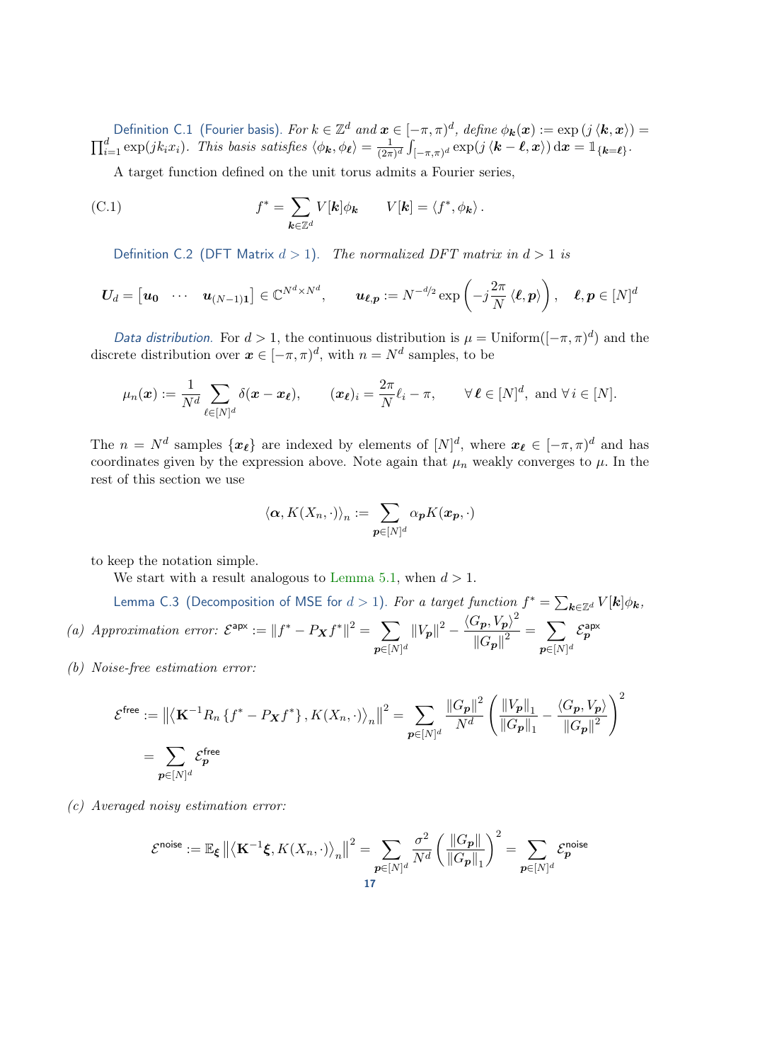Definition C.1 (Fourier basis). *For $k \in \mathbb{Z}^d$ and $\boldsymbol{x} \in [-\pi, \pi)^d$, define $\phi_{\boldsymbol{k}}(\boldsymbol{x}) := \exp(j \langle \boldsymbol{k}, \boldsymbol{x} \rangle) = \prod_{i=1}^d \exp(j k_i x_i)$. This basis satisfies $\langle \phi_{\boldsymbol{k}}, \phi_{\boldsymbol{\ell}} \rangle = \frac{1}{(2\pi)^d} \int_{[-\pi,\pi)^d} \exp(j \langle \boldsymbol{k} - \boldsymbol{\ell}, \boldsymbol{x} \rangle) \, \mathrm{d}\boldsymbol{x} = \mathbb{1}_{\{\boldsymbol{k} = \boldsymbol{\ell}\}}$.*

A target function defined on the unit torus admits a Fourier series,

$$
f^* = \sum_{\boldsymbol{k} \in \mathbb{Z}^d} V[\boldsymbol{k}] \phi_{\boldsymbol{k}} \qquad V[\boldsymbol{k}] = \langle f^*, \phi_{\boldsymbol{k}} \rangle . \tag{C.1}
$$

Definition C.2 (DFT Matrix $d > 1$). *The normalized DFT matrix in $d > 1$ is*

$$
\boldsymbol{U}_d = \begin{bmatrix} \boldsymbol{u}_{\boldsymbol{0}} & \cdots & \boldsymbol{u}_{(N-1)\boldsymbol{1}} \end{bmatrix} \in \mathbb{C}^{N^d \times N^d}, \qquad \boldsymbol{u}_{\boldsymbol{\ell}, \boldsymbol{p}} := N^{-d/2} \exp\left( -j \frac{2\pi}{N} \langle \boldsymbol{\ell}, \boldsymbol{p} \rangle \right), \quad \boldsymbol{\ell}, \boldsymbol{p} \in [N]^d
$$

*Data distribution.* For $d > 1$, the continuous distribution is $\mu = \mathrm{Uniform}([-\pi, \pi)^d)$ and the discrete distribution over $\boldsymbol{x} \in [-\pi, \pi)^d$, with $n = N^d$ samples, to be

$$
\mu_n(\boldsymbol{x}) := \frac{1}{N^d} \sum_{\ell \in [N]^d} \delta(\boldsymbol{x} - \boldsymbol{x}_{\boldsymbol{\ell}}), \qquad (\boldsymbol{x}_{\boldsymbol{\ell}})_i = \frac{2\pi}{N} \ell_i - \pi, \qquad \forall \, \boldsymbol{\ell} \in [N]^d, \text{ and } \forall \, i \in [N].
$$

The $n = N^d$ samples $\{\boldsymbol{x}_{\boldsymbol{\ell}}\}$ are indexed by elements of $[N]^d$, where $\boldsymbol{x}_{\boldsymbol{\ell}} \in [-\pi, \pi)^d$ and has coordinates given by the expression above. Note again that $\mu_n$ weakly converges to $\mu$. In the rest of this section we use

$$
\langle \boldsymbol{\alpha}, K(X_n, \cdot) \rangle_n := \sum_{\boldsymbol{p} \in [N]^d} \alpha_{\boldsymbol{p}} K(\boldsymbol{x}_{\boldsymbol{p}}, \cdot)
$$

to keep the notation simple.

We start with a result analogous to Lemma 5.1, when $d > 1$.

Lemma C.3 (Decomposition of MSE for $d > 1$). *For a target function $f^* = \sum_{\boldsymbol{k} \in \mathbb{Z}^d} V[\boldsymbol{k}] \phi_{\boldsymbol{k}}$,*

*(a) Approximation error:* $\mathcal{E}^{\mathsf{apx}} := \|f^* - P_{\boldsymbol{X}} f^*\|^2 = \sum_{\boldsymbol{p} \in [N]^d} \|V_{\boldsymbol{p}}\|^2 - \frac{\langle G_{\boldsymbol{p}}, V_{\boldsymbol{p}} \rangle^2}{\|G_{\boldsymbol{p}}\|^2} = \sum_{\boldsymbol{p} \in [N]^d} \mathcal{E}^{\mathsf{apx}}_{\boldsymbol{p}}$

*(b) Noise-free estimation error:*

$$
\mathcal{E}^{\mathsf{free}} := \left\| \left\langle \mathbf{K}^{-1} R_n \{ f^* - P_{\boldsymbol{X}} f^* \}, K(X_n, \cdot) \right\rangle_n \right\|^2 = \sum_{\boldsymbol{p} \in [N]^d} \frac{\|G_{\boldsymbol{p}}\|^2}{N^d} \left( \frac{\|V_{\boldsymbol{p}}\|_1}{\|G_{\boldsymbol{p}}\|_1} - \frac{\langle G_{\boldsymbol{p}}, V_{\boldsymbol{p}} \rangle}{\|G_{\boldsymbol{p}}\|^2} \right)^2
$$

$$
= \sum_{\boldsymbol{p} \in [N]^d} \mathcal{E}^{\mathsf{free}}_{\boldsymbol{p}}
$$

*(c) Averaged noisy estimation error:*

$$
\mathcal{E}^{\mathsf{noise}} := \mathbb{E}_{\boldsymbol{\xi}} \left\| \left\langle \mathbf{K}^{-1} \boldsymbol{\xi}, K(X_n, \cdot) \right\rangle_n \right\|^2 = \sum_{\boldsymbol{p} \in [N]^d} \frac{\sigma^2}{N^d} \left( \frac{\|G_{\boldsymbol{p}}\|}{\|G_{\boldsymbol{p}}\|_1} \right)^2 = \sum_{\boldsymbol{p} \in [N]^d} \mathcal{E}^{\mathsf{noise}}_{\boldsymbol{p}}
$$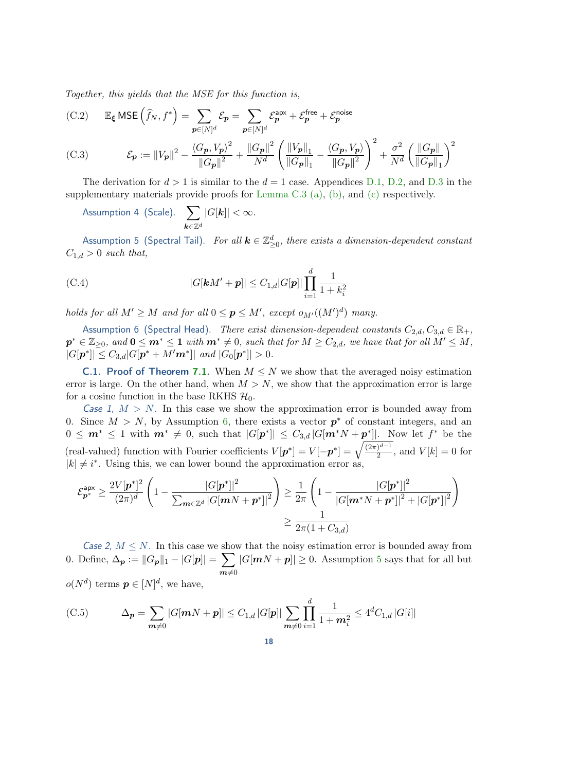*Together, this yields that the MSE for this function is,*

$$
\mathbb{E}_{\boldsymbol{\xi}} \, \mathsf{MSE}\left(\widehat{f}_N, f^*\right) = \sum_{\boldsymbol{p}\in[N]^d} \mathcal{E}_{\boldsymbol{p}} = \sum_{\boldsymbol{p}\in[N]^d} \mathcal{E}^{\mathsf{apx}}_{\boldsymbol{p}} + \mathcal{E}^{\mathsf{free}}_{\boldsymbol{p}} + \mathcal{E}^{\mathsf{noise}}_{\boldsymbol{p}} \tag{C.2}
$$

$$
\mathcal{E}_{\boldsymbol{p}} := \|V_{\boldsymbol{p}}\|^2 - \frac{\langle G_{\boldsymbol{p}}, V_{\boldsymbol{p}}\rangle^2}{\|G_{\boldsymbol{p}}\|^2} + \frac{\|G_{\boldsymbol{p}}\|^2}{N^d}\left(\frac{\|V_{\boldsymbol{p}}\|_1}{\|G_{\boldsymbol{p}}\|_1} - \frac{\langle G_{\boldsymbol{p}}, V_{\boldsymbol{p}}\rangle}{\|G_{\boldsymbol{p}}\|^2}\right)^2 + \frac{\sigma^2}{N^d}\left(\frac{\|G_{\boldsymbol{p}}\|}{\|G_{\boldsymbol{p}}\|_1}\right)^2 \tag{C.3}
$$

The derivation for $d > 1$ is similar to the $d = 1$ case. Appendices D.1, D.2, and D.3 in the supplementary materials provide proofs for Lemma C.3 (a), (b), and (c) respectively.

Assumption 4 (Scale). $\sum_{\boldsymbol{k}\in\mathbb{Z}^d} |G[\boldsymbol{k}]| < \infty.$

Assumption 5 (Spectral Tail). *For all $\boldsymbol{k} \in \mathbb{Z}^d_{\geq 0}$, there exists a dimension-dependent constant $C_{1,d} > 0$ such that,*

$$
|G[\boldsymbol{k}M' + \boldsymbol{p}]| \leq C_{1,d}|G[\boldsymbol{p}]| \prod_{i=1}^{d} \frac{1}{1+k_i^2} \tag{C.4}
$$

*holds for all $M' \geq M$ and for all $0 \leq \boldsymbol{p} \leq M'$, except $o_{M'}((M')^d)$ many.*

Assumption 6 (Spectral Head). *There exist dimension-dependent constants $C_{2,d}, C_{3,d} \in \mathbb{R}_+$, $\boldsymbol{p}^* \in \mathbb{Z}_{\geq 0}$, and $\mathbf{0} \leq \boldsymbol{m}^* \leq \mathbf{1}$ with $\boldsymbol{m}^* \neq 0$, such that for $M \geq C_{2,d}$, we have that for all $M' \leq M$, $|G[\boldsymbol{p}^*]| \leq C_{3,d}|G[\boldsymbol{p}^* + M'\boldsymbol{m}^*]|$ and $|G_0[\boldsymbol{p}^*]| > 0$.*

**C.1. Proof of Theorem 7.1.** When $M \leq N$ we show that the averaged noisy estimation error is large. On the other hand, when $M > N$, we show that the approximation error is large for a cosine function in the base RKHS $\mathcal{H}_0$.

*Case 1, $M > N$.* In this case we show the approximation error is bounded away from 0. Since $M > N$, by Assumption 6, there exists a vector $\boldsymbol{p}^*$ of constant integers, and an $0 \leq \boldsymbol{m}^* \leq 1$ with $\boldsymbol{m}^* \neq 0$, such that $|G[\boldsymbol{p}^*]| \leq C_{3,d}\,|G[\boldsymbol{m}^*N + \boldsymbol{p}^*]|$. Now let $f^*$ be the (real-valued) function with Fourier coefficients $V[\boldsymbol{p}^*] = V[-\boldsymbol{p}^*] = \sqrt{\frac{(2\pi)^{d-1}}{2}}$, and $V[k] = 0$ for $|k| \neq i^*$. Using this, we can lower bound the approximation error as,

$$
\begin{aligned}
\mathcal{E}^{\mathsf{apx}}_{\boldsymbol{p}^*} \geq \frac{2V[\boldsymbol{p}^*]^2}{(2\pi)^d}\left(1 - \frac{|G[\boldsymbol{p}^*]|^2}{\sum_{\boldsymbol{m}\in\mathbb{Z}^d}|G[\boldsymbol{m}N+\boldsymbol{p}^*]|^2}\right) &\geq \frac{1}{2\pi}\left(1 - \frac{|G[\boldsymbol{p}^*]|^2}{|G[\boldsymbol{m}^*N+\boldsymbol{p}^*]|^2 + |G[\boldsymbol{p}^*]|^2}\right) \\
&\geq \frac{1}{2\pi(1+C_{3,d})}
\end{aligned}
$$

*Case 2, $M \leq N$.* In this case we show that the noisy estimation error is bounded away from 0. Define, $\Delta_{\boldsymbol{p}} := \|G_{\boldsymbol{p}}\|_1 - |G[\boldsymbol{p}]| = \sum_{\boldsymbol{m}\neq 0} |G[\boldsymbol{m}N + \boldsymbol{p}]| \geq 0$. Assumption 5 says that for all but $o(N^d)$ terms $\boldsymbol{p} \in [N]^d$, we have,

$$
\Delta_{\boldsymbol{p}} = \sum_{\boldsymbol{m}\neq 0} |G[\boldsymbol{m}N + \boldsymbol{p}]| \leq C_{1,d}\,|G[\boldsymbol{p}]| \sum_{\boldsymbol{m}\neq 0}\prod_{i=1}^{d}\frac{1}{1+\boldsymbol{m}_i^2} \leq 4^d C_{1,d}\,|G[i]| \tag{C.5}
$$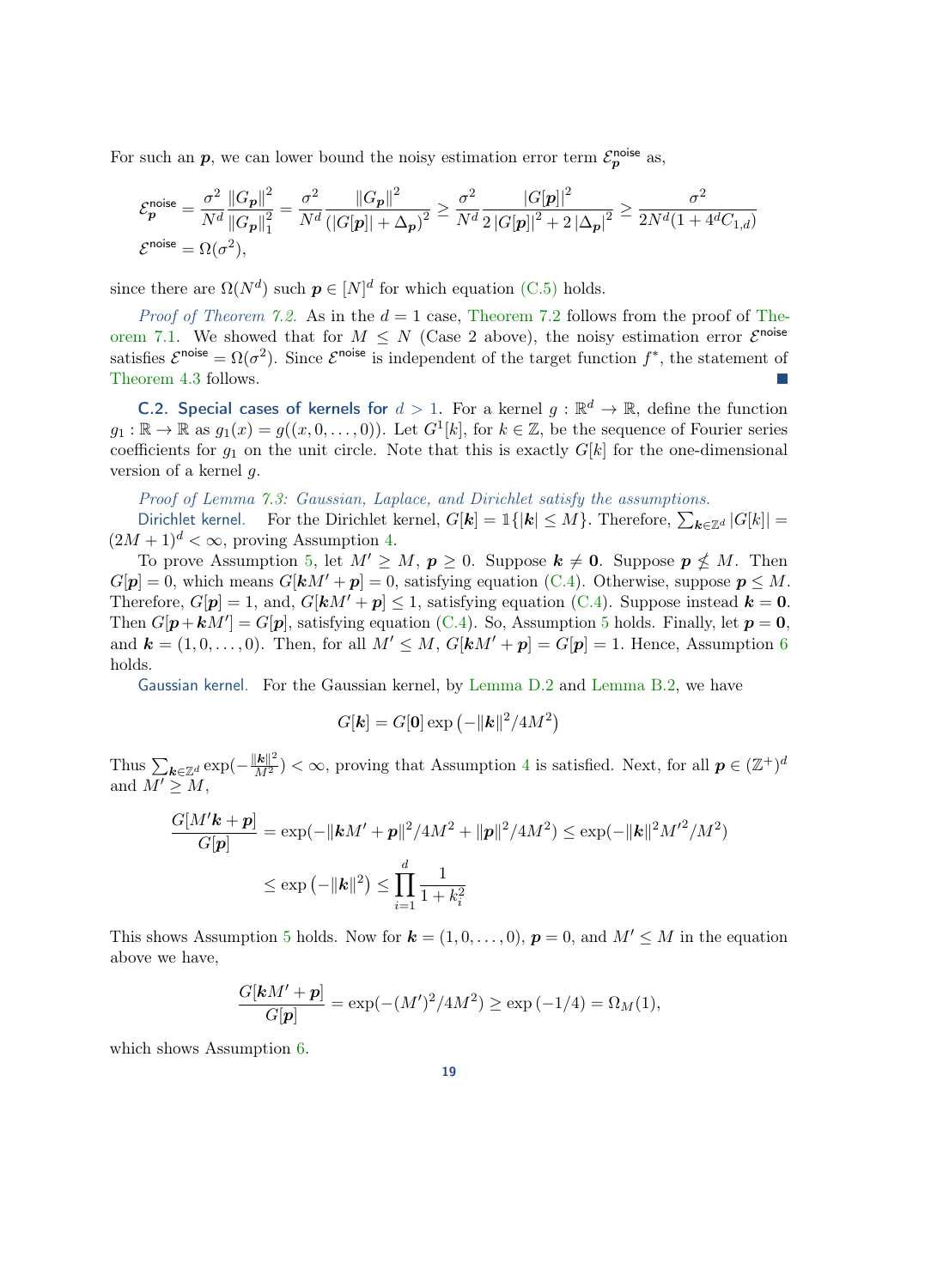For such an $\boldsymbol{p}$, we can lower bound the noisy estimation error term $\mathcal{E}_{\boldsymbol{p}}^{\mathsf{noise}}$ as,

$$
\begin{aligned}
\mathcal{E}_{\boldsymbol{p}}^{\mathsf{noise}} &= \frac{\sigma^2}{N^d}\frac{\|G_{\boldsymbol{p}}\|^2}{\|G_{\boldsymbol{p}}\|_1^2} = \frac{\sigma^2}{N^d}\frac{\|G_{\boldsymbol{p}}\|^2}{(|G[\boldsymbol{p}]| + \Delta_{\boldsymbol{p}})^2} \geq \frac{\sigma^2}{N^d}\frac{|G[\boldsymbol{p}]|^2}{2\,|G[\boldsymbol{p}]|^2 + 2\,|\Delta_{\boldsymbol{p}}|^2} \geq \frac{\sigma^2}{2N^d(1+4^d C_{1,d})} \\
\mathcal{E}^{\mathsf{noise}} &= \Omega(\sigma^2),
\end{aligned}
$$

since there are $\Omega(N^d)$ such $\boldsymbol{p} \in [N]^d$ for which equation (C.5) holds.

*Proof of Theorem 7.2.* As in the $d = 1$ case, Theorem 7.2 follows from the proof of Theorem 7.1. We showed that for $M \leq N$ (Case 2 above), the noisy estimation error $\mathcal{E}^{\mathsf{noise}}$ satisfies $\mathcal{E}^{\mathsf{noise}} = \Omega(\sigma^2)$. Since $\mathcal{E}^{\mathsf{noise}}$ is independent of the target function $f^*$, the statement of Theorem 4.3 follows. ∎

**C.2. Special cases of kernels for $d > 1$.** For a kernel $g : \mathbb{R}^d \to \mathbb{R}$, define the function $g_1 : \mathbb{R} \to \mathbb{R}$ as $g_1(x) = g((x, 0, \ldots, 0))$. Let $G^1[k]$, for $k \in \mathbb{Z}$, be the sequence of Fourier series coefficients for $g_1$ on the unit circle. Note that this is exactly $G[k]$ for the one-dimensional version of a kernel $g$.

*Proof of Lemma 7.3: Gaussian, Laplace, and Dirichlet satisfy the assumptions.*

Dirichlet kernel. For the Dirichlet kernel, $G[\boldsymbol{k}] = \mathbb{1}\{|\boldsymbol{k}| \leq M\}$. Therefore, $\sum_{\boldsymbol{k} \in \mathbb{Z}^d} |G[k]| = (2M+1)^d < \infty$, proving Assumption 4.

To prove Assumption 5, let $M' \geq M$, $\boldsymbol{p} \geq 0$. Suppose $\boldsymbol{k} \neq \boldsymbol{0}$. Suppose $\boldsymbol{p} \not\leq M$. Then $G[\boldsymbol{p}] = 0$, which means $G[\boldsymbol{k}M' + \boldsymbol{p}] = 0$, satisfying equation (C.4). Otherwise, suppose $\boldsymbol{p} \leq M$. Therefore, $G[\boldsymbol{p}] = 1$, and, $G[\boldsymbol{k}M' + \boldsymbol{p}] \leq 1$, satisfying equation (C.4). Suppose instead $\boldsymbol{k} = \boldsymbol{0}$. Then $G[\boldsymbol{p} + \boldsymbol{k}M'] = G[\boldsymbol{p}]$, satisfying equation (C.4). So, Assumption 5 holds. Finally, let $\boldsymbol{p} = \boldsymbol{0}$, and $\boldsymbol{k} = (1, 0, \ldots, 0)$. Then, for all $M' \leq M$, $G[\boldsymbol{k}M' + \boldsymbol{p}] = G[\boldsymbol{p}] = 1$. Hence, Assumption 6 holds.

Gaussian kernel. For the Gaussian kernel, by Lemma D.2 and Lemma B.2, we have

$$
G[\boldsymbol{k}] = G[\boldsymbol{0}] \exp\left(-\|\boldsymbol{k}\|^2/4M^2\right)
$$

Thus $\sum_{\boldsymbol{k} \in \mathbb{Z}^d} \exp(-\frac{\|\boldsymbol{k}\|^2}{M^2}) < \infty$, proving that Assumption 4 is satisfied. Next, for all $\boldsymbol{p} \in (\mathbb{Z}^+)^d$ and $M' \geq M$,

$$
\begin{aligned}
\frac{G[M'\boldsymbol{k} + \boldsymbol{p}]}{G[\boldsymbol{p}]} &= \exp(-\|\boldsymbol{k}M' + \boldsymbol{p}\|^2/4M^2 + \|\boldsymbol{p}\|^2/4M^2) \leq \exp(-\|\boldsymbol{k}\|^2 {M'}^2/M^2) \\
&\leq \exp\left(-\|\boldsymbol{k}\|^2\right) \leq \prod_{i=1}^{d} \frac{1}{1 + k_i^2}
\end{aligned}
$$

This shows Assumption 5 holds. Now for $\boldsymbol{k} = (1, 0, \ldots, 0)$, $\boldsymbol{p} = 0$, and $M' \leq M$ in the equation above we have,

$$
\frac{G[\boldsymbol{k}M' + \boldsymbol{p}]}{G[\boldsymbol{p}]} = \exp(-(M')^2/4M^2) \geq \exp\left(-1/4\right) = \Omega_M(1),
$$

which shows Assumption 6.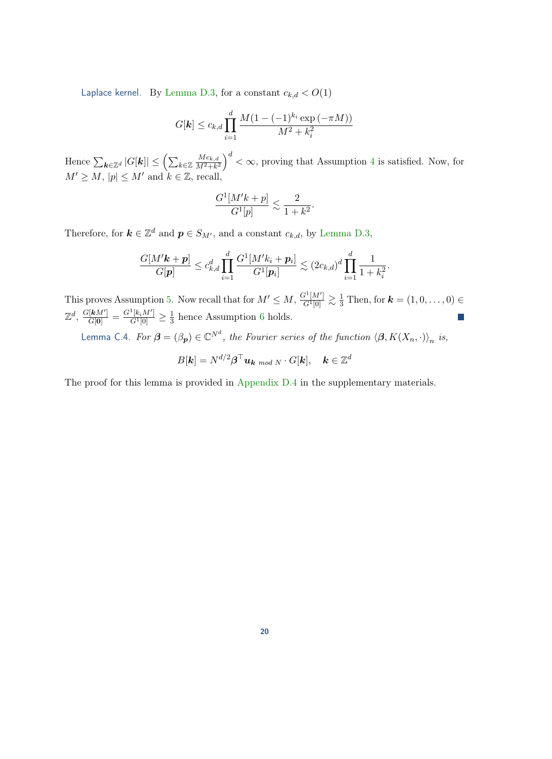Laplace kernel. By Lemma D.3, for a constant $c_{k,d} < O(1)$

$$G[\boldsymbol{k}] \leq c_{k,d} \prod_{i=1}^{d} \frac{M(1-(-1)^{k_i}\exp(-\pi M))}{M^2 + k_i^2}$$

Hence $\sum_{\boldsymbol{k}\in\mathbb{Z}^d} |G[\boldsymbol{k}]| \leq \left(\sum_{k\in\mathbb{Z}} \frac{Mc_{k,d}}{M^2+k^2}\right)^d < \infty$, proving that Assumption 4 is satisfied. Now, for $M' \geq M$, $|p| \leq M'$ and $k \in \mathbb{Z}$, recall,

$$\frac{G^1[M'k+p]}{G^1[p]} \lesssim \frac{2}{1+k^2}.$$

Therefore, for $\boldsymbol{k} \in \mathbb{Z}^d$ and $\boldsymbol{p} \in S_{M'}$, and a constant $c_{k,d}$, by Lemma D.3,

$$\frac{G[M'\boldsymbol{k}+\boldsymbol{p}]}{G[\boldsymbol{p}]} \leq c_{k,d}^d \prod_{i=1}^{d} \frac{G^1[M'k_i+\boldsymbol{p}_i]}{G^1[\boldsymbol{p}_i]} \lesssim (2c_{k,d})^d \prod_{i=1}^{d} \frac{1}{1+k_i^2}.$$

This proves Assumption 5. Now recall that for $M' \leq M$, $\frac{G^1[M']}{G^1[0]} \gtrsim \frac{1}{3}$ Then, for $\boldsymbol{k} = (1, 0, \ldots, 0) \in \mathbb{Z}^d$, $\frac{G[\boldsymbol{k}M']}{G[\boldsymbol{0}]} = \frac{G^1[k_iM']}{G^1[0]} \geq \frac{1}{3}$ hence Assumption 6 holds. ■

Lemma C.4. *For $\boldsymbol{\beta} = (\beta_{\boldsymbol{p}}) \in \mathbb{C}^{N^d}$, the Fourier series of the function $\langle \boldsymbol{\beta}, K(X_n, \cdot)\rangle_n$ is,*

$$B[\boldsymbol{k}] = N^{d/2}\boldsymbol{\beta}^\top \boldsymbol{u}_{\boldsymbol{k} \bmod N} \cdot G[\boldsymbol{k}], \quad \boldsymbol{k} \in \mathbb{Z}^d$$

The proof for this lemma is provided in Appendix D.4 in the supplementary materials.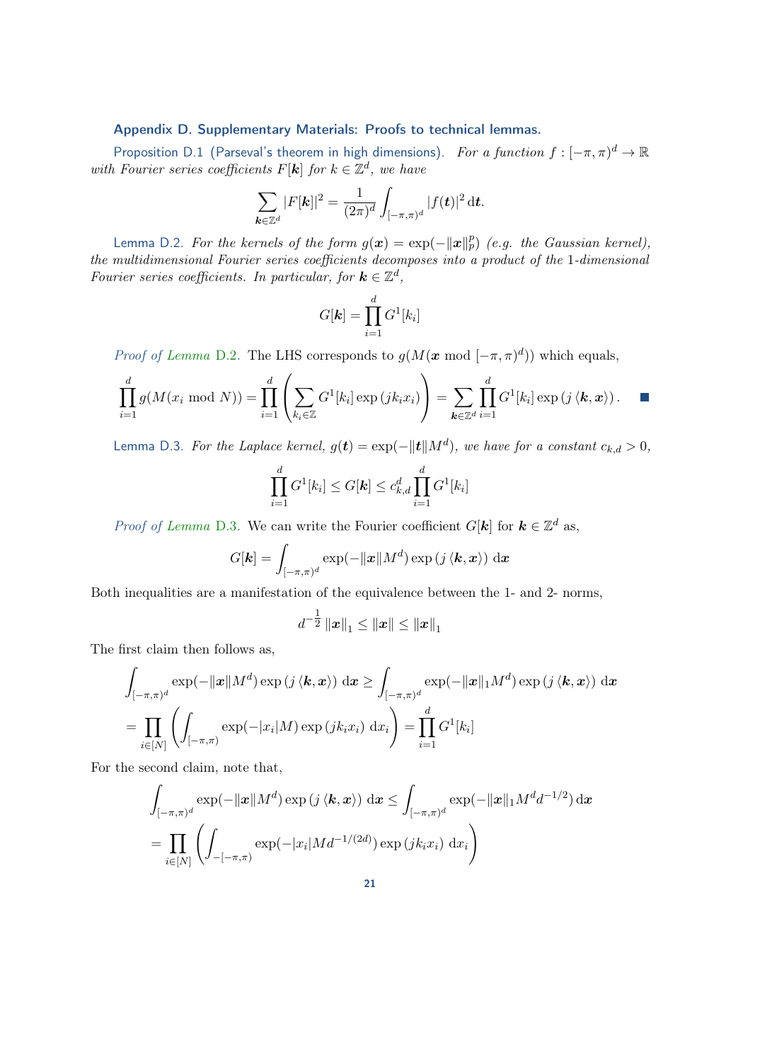## Appendix D. Supplementary Materials: Proofs to technical lemmas.

**Proposition D.1** (Parseval's theorem in high dimensions). *For a function $f : [-\pi, \pi)^d \to \mathbb{R}$ with Fourier series coefficients $F[\boldsymbol{k}]$ for $k \in \mathbb{Z}^d$, we have*

$$\sum_{\boldsymbol{k} \in \mathbb{Z}^d} |F[\boldsymbol{k}]|^2 = \frac{1}{(2\pi)^d} \int_{[-\pi,\pi)^d} |f(\boldsymbol{t})|^2 \, \mathrm{d}\boldsymbol{t}.$$

**Lemma D.2.** *For the kernels of the form $g(\boldsymbol{x}) = \exp(-\|\boldsymbol{x}\|_p^p)$ (e.g. the Gaussian kernel), the multidimensional Fourier series coefficients decomposes into a product of the 1-dimensional Fourier series coefficients. In particular, for $\boldsymbol{k} \in \mathbb{Z}^d$,*

$$G[\boldsymbol{k}] = \prod_{i=1}^{d} G^1[k_i]$$

*Proof of Lemma D.2.* The LHS corresponds to $g(M(\boldsymbol{x} \bmod [-\pi, \pi)^d))$ which equals,

$$\prod_{i=1}^{d} g(M(x_i \bmod N)) = \prod_{i=1}^{d} \left( \sum_{k_i \in \mathbb{Z}} G^1[k_i] \exp(j k_i x_i) \right) = \sum_{\boldsymbol{k} \in \mathbb{Z}^d} \prod_{i=1}^{d} G^1[k_i] \exp(j \langle \boldsymbol{k}, \boldsymbol{x} \rangle).$$

■

**Lemma D.3.** *For the Laplace kernel, $g(\boldsymbol{t}) = \exp(-\|\boldsymbol{t}\| M^d)$, we have for a constant $c_{k,d} > 0$,*

$$\prod_{i=1}^{d} G^1[k_i] \le G[\boldsymbol{k}] \le c_{k,d}^d \prod_{i=1}^{d} G^1[k_i]$$

*Proof of Lemma D.3.* We can write the Fourier coefficient $G[\boldsymbol{k}]$ for $\boldsymbol{k} \in \mathbb{Z}^d$ as,

$$G[\boldsymbol{k}] = \int_{[-\pi,\pi)^d} \exp(-\|\boldsymbol{x}\| M^d) \exp(j \langle \boldsymbol{k}, \boldsymbol{x} \rangle) \, \mathrm{d}\boldsymbol{x}$$

Both inequalities are a manifestation of the equivalence between the 1- and 2- norms,

$$d^{-\frac{1}{2}} \|\boldsymbol{x}\|_1 \le \|\boldsymbol{x}\| \le \|\boldsymbol{x}\|_1$$

The first claim then follows as,

$$\int_{[-\pi,\pi)^d} \exp(-\|\boldsymbol{x}\| M^d) \exp(j \langle \boldsymbol{k}, \boldsymbol{x} \rangle) \, \mathrm{d}\boldsymbol{x} \ge \int_{[-\pi,\pi)^d} \exp(-\|\boldsymbol{x}\|_1 M^d) \exp(j \langle \boldsymbol{k}, \boldsymbol{x} \rangle) \, \mathrm{d}\boldsymbol{x}$$
$$= \prod_{i \in [N]} \left( \int_{[-\pi,\pi)} \exp(-|x_i| M) \exp(j k_i x_i) \, \mathrm{d}x_i \right) = \prod_{i=1}^{d} G^1[k_i]$$

For the second claim, note that,

$$\int_{[-\pi,\pi)^d} \exp(-\|\boldsymbol{x}\| M^d) \exp(j \langle \boldsymbol{k}, \boldsymbol{x} \rangle) \, \mathrm{d}\boldsymbol{x} \le \int_{[-\pi,\pi)^d} \exp(-\|\boldsymbol{x}\|_1 M^d d^{-1/2}) \, \mathrm{d}\boldsymbol{x}$$
$$= \prod_{i \in [N]} \left( \int_{-[-\pi,\pi)} \exp(-|x_i| M d^{-1/(2d)}) \exp(j k_i x_i) \, \mathrm{d}x_i \right)$$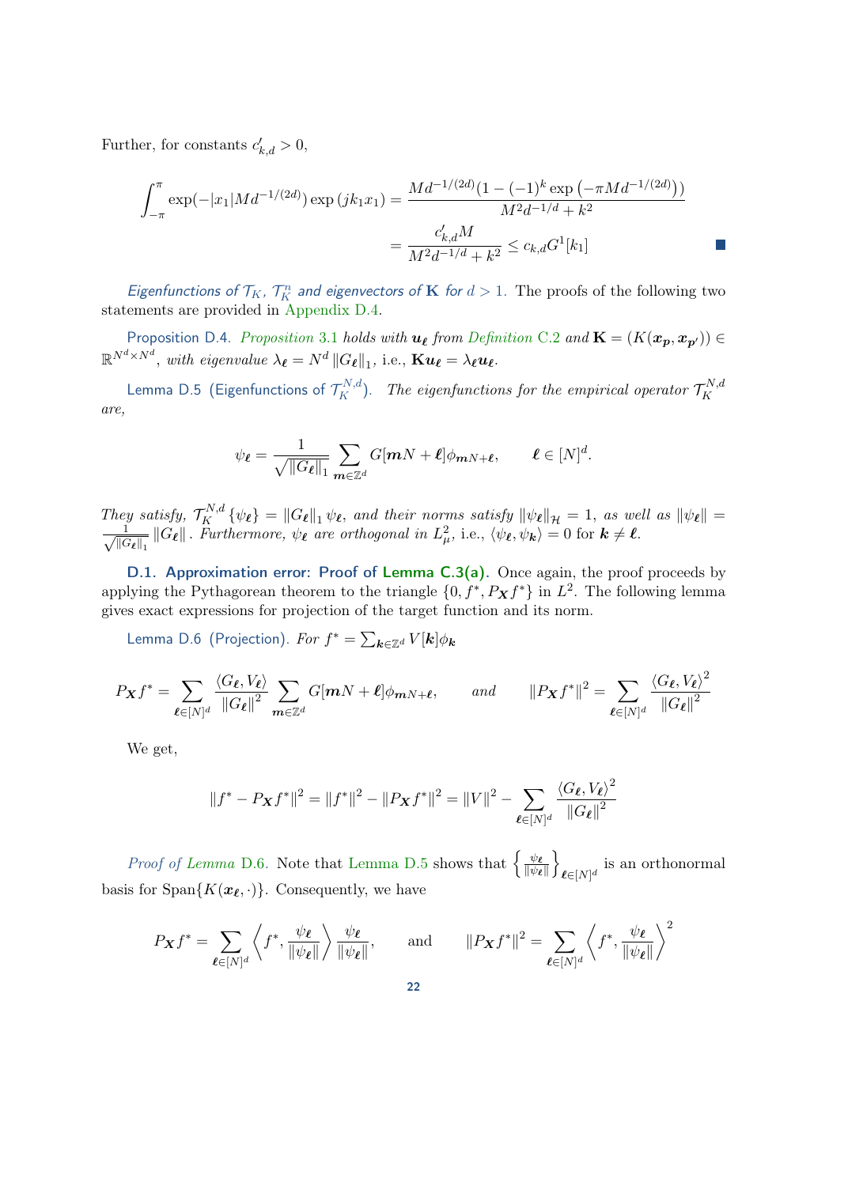Further, for constants $c'_{k,d} > 0$,

$$
\begin{aligned}
\int_{-\pi}^{\pi} \exp(-|x_1| M d^{-1/(2d)}) \exp(jk_1 x_1) &= \frac{M d^{-1/(2d)} (1 - (-1)^k \exp(-\pi M d^{-1/(2d)}))}{M^2 d^{-1/d} + k^2} \\
&= \frac{c'_{k,d} M}{M^2 d^{-1/d} + k^2} \leq c_{k,d} G^1[k_1]
\end{aligned}
$$

■

*Eigenfunctions of $\mathcal{T}_K$, $\mathcal{T}_K^n$ and eigenvectors of $\mathbf{K}$ for $d > 1$.* The proofs of the following two statements are provided in Appendix D.4.

**Proposition D.4.** *Proposition 3.1 holds with $\boldsymbol{u}_{\boldsymbol{\ell}}$ from Definition C.2 and $\mathbf{K} = (K(\boldsymbol{x}_{\boldsymbol{p}}, \boldsymbol{x}_{\boldsymbol{p}'})) \in \mathbb{R}^{N^d \times N^d}$, with eigenvalue $\lambda_{\boldsymbol{\ell}} = N^d \|G_{\boldsymbol{\ell}}\|_1$, i.e., $\mathbf{K}\boldsymbol{u}_{\boldsymbol{\ell}} = \lambda_{\boldsymbol{\ell}} \boldsymbol{u}_{\boldsymbol{\ell}}$.*

**Lemma D.5 (Eigenfunctions of $\mathcal{T}_K^{N,d}$).** *The eigenfunctions for the empirical operator $\mathcal{T}_K^{N,d}$ are,*

$$
\psi_{\boldsymbol{\ell}} = \frac{1}{\sqrt{\|G_{\boldsymbol{\ell}}\|_1}} \sum_{\boldsymbol{m} \in \mathbb{Z}^d} G[\boldsymbol{m}N + \boldsymbol{\ell}] \phi_{\boldsymbol{m}N + \boldsymbol{\ell}}, \qquad \boldsymbol{\ell} \in [N]^d.
$$

*They satisfy, $\mathcal{T}_K^{N,d}\{\psi_{\boldsymbol{\ell}}\} = \|G_{\boldsymbol{\ell}}\|_1 \psi_{\boldsymbol{\ell}}$, and their norms satisfy $\|\psi_{\boldsymbol{\ell}}\|_{\mathcal{H}} = 1$, as well as $\|\psi_{\boldsymbol{\ell}}\| = \frac{1}{\sqrt{\|G_{\boldsymbol{\ell}}\|_1}} \|G_{\boldsymbol{\ell}}\|$. Furthermore, $\psi_{\boldsymbol{\ell}}$ are orthogonal in $L^2_\mu$, i.e., $\langle \psi_{\boldsymbol{\ell}}, \psi_{\boldsymbol{k}} \rangle = 0$ for $\boldsymbol{k} \neq \boldsymbol{\ell}$.*

## D.1. Approximation error: Proof of Lemma C.3(a).

Once again, the proof proceeds by applying the Pythagorean theorem to the triangle $\{0, f^*, P_{\boldsymbol{X}} f^*\}$ in $L^2$. The following lemma gives exact expressions for projection of the target function and its norm.

**Lemma D.6 (Projection).** *For $f^* = \sum_{\boldsymbol{k} \in \mathbb{Z}^d} V[\boldsymbol{k}] \phi_{\boldsymbol{k}}$*

$$
P_{\boldsymbol{X}} f^* = \sum_{\boldsymbol{\ell} \in [N]^d} \frac{\langle G_{\boldsymbol{\ell}}, V_{\boldsymbol{\ell}} \rangle}{\|G_{\boldsymbol{\ell}}\|^2} \sum_{\boldsymbol{m} \in \mathbb{Z}^d} G[\boldsymbol{m}N + \boldsymbol{\ell}] \phi_{\boldsymbol{m}N + \boldsymbol{\ell}}, \qquad \textit{and} \qquad \|P_{\boldsymbol{X}} f^*\|^2 = \sum_{\boldsymbol{\ell} \in [N]^d} \frac{\langle G_{\boldsymbol{\ell}}, V_{\boldsymbol{\ell}} \rangle^2}{\|G_{\boldsymbol{\ell}}\|^2}
$$

We get,

$$
\|f^* - P_{\boldsymbol{X}} f^*\|^2 = \|f^*\|^2 - \|P_{\boldsymbol{X}} f^*\|^2 = \|V\|^2 - \sum_{\boldsymbol{\ell} \in [N]^d} \frac{\langle G_{\boldsymbol{\ell}}, V_{\boldsymbol{\ell}} \rangle^2}{\|G_{\boldsymbol{\ell}}\|^2}
$$

*Proof of Lemma D.6.* Note that Lemma D.5 shows that $\left\{ \frac{\psi_{\boldsymbol{\ell}}}{\|\psi_{\boldsymbol{\ell}}\|} \right\}_{\boldsymbol{\ell} \in [N]^d}$ is an orthonormal basis for $\mathrm{Span}\{K(\boldsymbol{x}_{\boldsymbol{\ell}}, \cdot)\}$. Consequently, we have

$$
P_{\boldsymbol{X}} f^* = \sum_{\boldsymbol{\ell} \in [N]^d} \left\langle f^*, \frac{\psi_{\boldsymbol{\ell}}}{\|\psi_{\boldsymbol{\ell}}\|} \right\rangle \frac{\psi_{\boldsymbol{\ell}}}{\|\psi_{\boldsymbol{\ell}}\|}, \qquad \text{and} \qquad \|P_{\boldsymbol{X}} f^*\|^2 = \sum_{\boldsymbol{\ell} \in [N]^d} \left\langle f^*, \frac{\psi_{\boldsymbol{\ell}}}{\|\psi_{\boldsymbol{\ell}}\|} \right\rangle^2
$$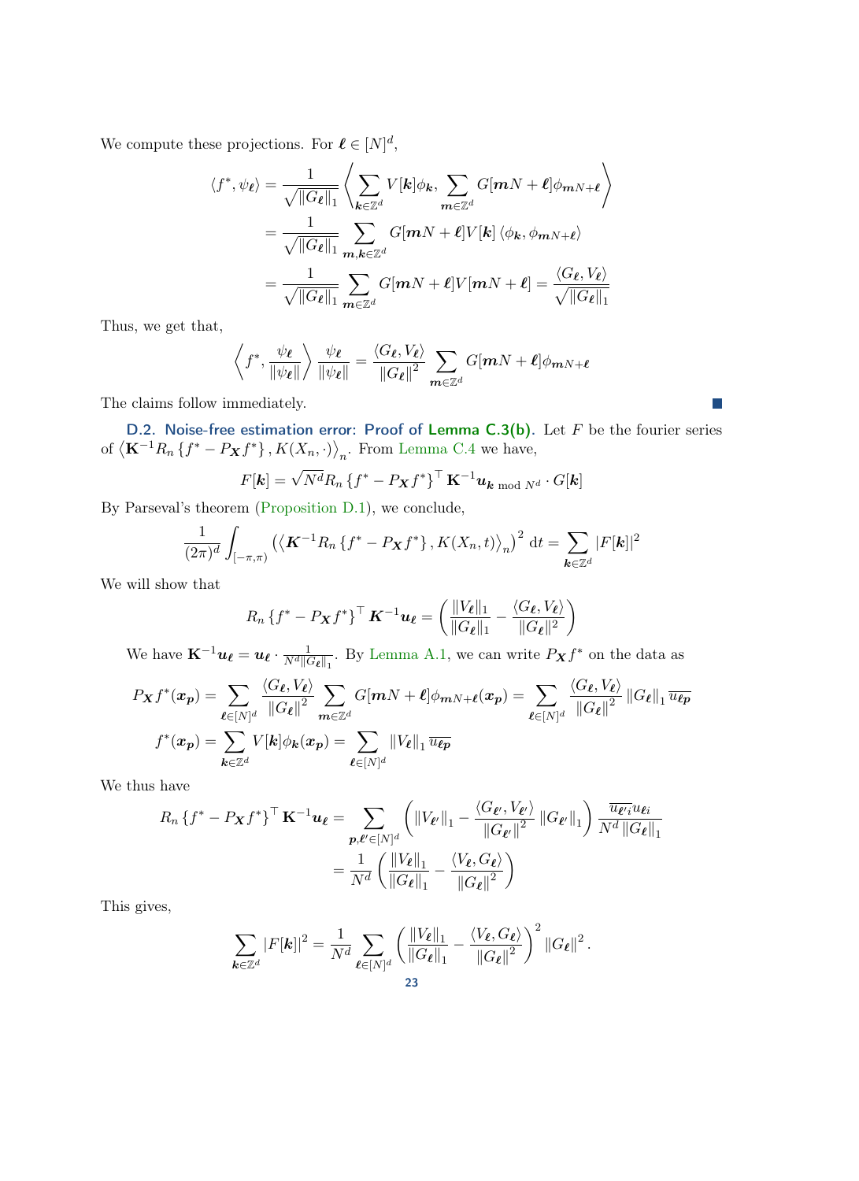We compute these projections. For $\boldsymbol{\ell} \in [N]^d$,

$$
\begin{aligned}
\langle f^*, \psi_{\boldsymbol{\ell}} \rangle &= \frac{1}{\sqrt{\|G_{\boldsymbol{\ell}}\|_1}} \left\langle \sum_{\boldsymbol{k}\in\mathbb{Z}^d} V[\boldsymbol{k}]\phi_{\boldsymbol{k}}, \sum_{\boldsymbol{m}\in\mathbb{Z}^d} G[\boldsymbol{m}N+\boldsymbol{\ell}]\phi_{\boldsymbol{m}N+\boldsymbol{\ell}} \right\rangle \\
&= \frac{1}{\sqrt{\|G_{\boldsymbol{\ell}}\|_1}} \sum_{\boldsymbol{m},\boldsymbol{k}\in\mathbb{Z}^d} G[\boldsymbol{m}N+\boldsymbol{\ell}]V[\boldsymbol{k}] \langle \phi_{\boldsymbol{k}}, \phi_{\boldsymbol{m}N+\boldsymbol{\ell}} \rangle \\
&= \frac{1}{\sqrt{\|G_{\boldsymbol{\ell}}\|_1}} \sum_{\boldsymbol{m}\in\mathbb{Z}^d} G[\boldsymbol{m}N+\boldsymbol{\ell}]V[\boldsymbol{m}N+\boldsymbol{\ell}] = \frac{\langle G_{\boldsymbol{\ell}}, V_{\boldsymbol{\ell}} \rangle}{\sqrt{\|G_{\boldsymbol{\ell}}\|_1}}
\end{aligned}
$$

Thus, we get that,

$$
\left\langle f^*, \frac{\psi_{\boldsymbol{\ell}}}{\|\psi_{\boldsymbol{\ell}}\|} \right\rangle \frac{\psi_{\boldsymbol{\ell}}}{\|\psi_{\boldsymbol{\ell}}\|} = \frac{\langle G_{\boldsymbol{\ell}}, V_{\boldsymbol{\ell}} \rangle}{\|G_{\boldsymbol{\ell}}\|^2} \sum_{\boldsymbol{m}\in\mathbb{Z}^d} G[\boldsymbol{m}N+\boldsymbol{\ell}]\phi_{\boldsymbol{m}N+\boldsymbol{\ell}}
$$

The claims follow immediately. ■

**D.2. Noise-free estimation error: Proof of Lemma C.3(b).** Let $F$ be the fourier series of $\left\langle \mathbf{K}^{-1}R_n\{f^* - P_{\boldsymbol{X}}f^*\}, K(X_n, \cdot)\right\rangle_n$. From Lemma C.4 we have,

$$
F[\boldsymbol{k}] = \sqrt{N^d} R_n \{f^* - P_{\boldsymbol{X}}f^*\}^\top \mathbf{K}^{-1}\boldsymbol{u}_{\boldsymbol{k} \bmod N^d} \cdot G[\boldsymbol{k}]
$$

By Parseval's theorem (Proposition D.1), we conclude,

$$
\frac{1}{(2\pi)^d} \int_{[-\pi,\pi)} \left(\left\langle \boldsymbol{K}^{-1}R_n\{f^* - P_{\boldsymbol{X}}f^*\}, K(X_n, t)\right\rangle_n\right)^2 \mathrm{d}t = \sum_{\boldsymbol{k}\in\mathbb{Z}^d} |F[\boldsymbol{k}]|^2
$$

We will show that

$$
R_n\{f^* - P_{\boldsymbol{X}}f^*\}^\top \boldsymbol{K}^{-1}\boldsymbol{u}_{\boldsymbol{\ell}} = \left(\frac{\|V_{\boldsymbol{\ell}}\|_1}{\|G_{\boldsymbol{\ell}}\|_1} - \frac{\langle G_{\boldsymbol{\ell}}, V_{\boldsymbol{\ell}} \rangle}{\|G_{\boldsymbol{\ell}}\|^2}\right)
$$

We have $\mathbf{K}^{-1}\boldsymbol{u}_{\boldsymbol{\ell}} = \boldsymbol{u}_{\boldsymbol{\ell}} \cdot \frac{1}{N^d\|G_{\boldsymbol{\ell}}\|_1}$. By Lemma A.1, we can write $P_{\boldsymbol{X}}f^*$ on the data as

$$
\begin{aligned}
P_{\boldsymbol{X}}f^*(\boldsymbol{x}_{\boldsymbol{p}}) &= \sum_{\boldsymbol{\ell}\in[N]^d} \frac{\langle G_{\boldsymbol{\ell}}, V_{\boldsymbol{\ell}} \rangle}{\|G_{\boldsymbol{\ell}}\|^2} \sum_{\boldsymbol{m}\in\mathbb{Z}^d} G[\boldsymbol{m}N+\boldsymbol{\ell}]\phi_{\boldsymbol{m}N+\boldsymbol{\ell}}(\boldsymbol{x}_{\boldsymbol{p}}) = \sum_{\boldsymbol{\ell}\in[N]^d} \frac{\langle G_{\boldsymbol{\ell}}, V_{\boldsymbol{\ell}} \rangle}{\|G_{\boldsymbol{\ell}}\|^2} \|G_{\boldsymbol{\ell}}\|_1 \overline{u_{\boldsymbol{\ell}\boldsymbol{p}}} \\
f^*(\boldsymbol{x}_{\boldsymbol{p}}) &= \sum_{\boldsymbol{k}\in\mathbb{Z}^d} V[\boldsymbol{k}]\phi_{\boldsymbol{k}}(\boldsymbol{x}_{\boldsymbol{p}}) = \sum_{\boldsymbol{\ell}\in[N]^d} \|V_{\boldsymbol{\ell}}\|_1 \overline{u_{\boldsymbol{\ell}\boldsymbol{p}}}
\end{aligned}
$$

We thus have

$$
\begin{aligned}
R_n\{f^* - P_{\boldsymbol{X}}f^*\}^\top \mathbf{K}^{-1}\boldsymbol{u}_{\boldsymbol{\ell}} &= \sum_{\boldsymbol{p},\boldsymbol{\ell}'\in[N]^d} \left(\|V_{\boldsymbol{\ell}'}\|_1 - \frac{\langle G_{\boldsymbol{\ell}'}, V_{\boldsymbol{\ell}'} \rangle}{\|G_{\boldsymbol{\ell}'}\|^2}\|G_{\boldsymbol{\ell}'}\|_1\right) \frac{\overline{u_{\boldsymbol{\ell}'i}}u_{\boldsymbol{\ell}i}}{N^d\|G_{\boldsymbol{\ell}}\|_1} \\
&= \frac{1}{N^d}\left(\frac{\|V_{\boldsymbol{\ell}}\|_1}{\|G_{\boldsymbol{\ell}}\|_1} - \frac{\langle V_{\boldsymbol{\ell}}, G_{\boldsymbol{\ell}} \rangle}{\|G_{\boldsymbol{\ell}}\|^2}\right)
\end{aligned}
$$

This gives,

$$
\sum_{\boldsymbol{k}\in\mathbb{Z}^d} |F[\boldsymbol{k}]|^2 = \frac{1}{N^d} \sum_{\boldsymbol{\ell}\in[N]^d} \left(\frac{\|V_{\boldsymbol{\ell}}\|_1}{\|G_{\boldsymbol{\ell}}\|_1} - \frac{\langle V_{\boldsymbol{\ell}}, G_{\boldsymbol{\ell}} \rangle}{\|G_{\boldsymbol{\ell}}\|^2}\right)^2 \|G_{\boldsymbol{\ell}}\|^2.
$$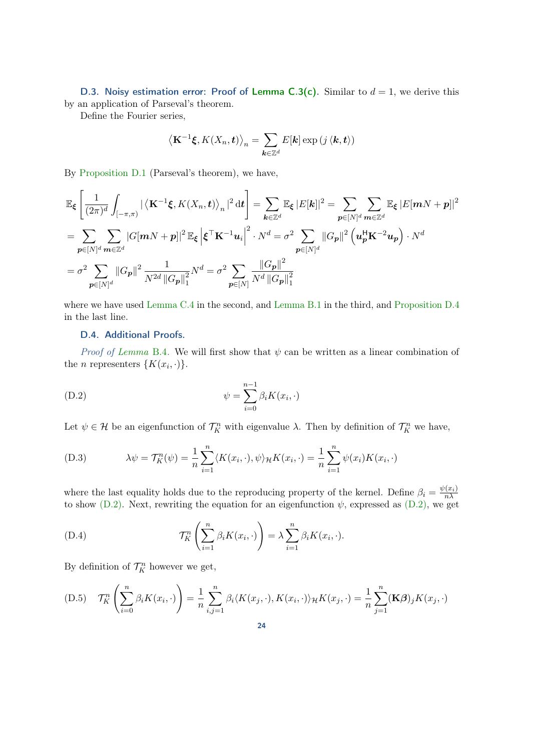### D.3. Noisy estimation error: Proof of Lemma C.3(c).

Similar to $d = 1$, we derive this by an application of Parseval's theorem.

Define the Fourier series,

$$\left\langle \mathbf{K}^{-1}\boldsymbol{\xi}, K(X_n, \boldsymbol{t})\right\rangle_n = \sum_{\boldsymbol{k}\in\mathbb{Z}^d} E[\boldsymbol{k}] \exp\left(j\left\langle \boldsymbol{k}, \boldsymbol{t}\right\rangle\right)$$

By Proposition D.1 (Parseval's theorem), we have,

$$\begin{aligned}
&\mathbb{E}_{\boldsymbol{\xi}}\left[\frac{1}{(2\pi)^d}\int_{[-\pi,\pi)} \left|\left\langle \mathbf{K}^{-1}\boldsymbol{\xi}, K(X_n, \boldsymbol{t})\right\rangle_n\right|^2 \mathrm{d}\boldsymbol{t}\right] = \sum_{\boldsymbol{k}\in\mathbb{Z}^d} \mathbb{E}_{\boldsymbol{\xi}} \left|E[\boldsymbol{k}]\right|^2 = \sum_{\boldsymbol{p}\in[N]^d}\sum_{\boldsymbol{m}\in\mathbb{Z}^d} \mathbb{E}_{\boldsymbol{\xi}} \left|E[\boldsymbol{m}N+\boldsymbol{p}]\right|^2 \\
&= \sum_{\boldsymbol{p}\in[N]^d}\sum_{\boldsymbol{m}\in\mathbb{Z}^d} \left|G[\boldsymbol{m}N+\boldsymbol{p}]\right|^2 \mathbb{E}_{\boldsymbol{\xi}}\left|\boldsymbol{\xi}^\top \mathbf{K}^{-1}\boldsymbol{u}_i\right|^2 \cdot N^d = \sigma^2 \sum_{\boldsymbol{p}\in[N]^d} \|G_{\boldsymbol{p}}\|^2 \left(\boldsymbol{u}_{\boldsymbol{p}}^{\mathsf{H}}\mathbf{K}^{-2}\boldsymbol{u}_{\boldsymbol{p}}\right)\cdot N^d \\
&= \sigma^2 \sum_{\boldsymbol{p}\in[N]^d} \|G_{\boldsymbol{p}}\|^2 \frac{1}{N^{2d}\|G_{\boldsymbol{p}}\|_1^2} N^d = \sigma^2 \sum_{\boldsymbol{p}\in[N]} \frac{\|G_{\boldsymbol{p}}\|^2}{N^d\|G_{\boldsymbol{p}}\|_1^2}
\end{aligned}$$

where we have used Lemma C.4 in the second, and Lemma B.1 in the third, and Proposition D.4 in the last line.

### D.4. Additional Proofs.

*Proof of Lemma B.4.* We will first show that $\psi$ can be written as a linear combination of the $n$ representers $\{K(x_i, \cdot)\}$.

$$\psi = \sum_{i=0}^{n-1} \beta_i K(x_i, \cdot) \tag{D.2}$$

Let $\psi \in \mathcal{H}$ be an eigenfunction of $\mathcal{T}_K^n$ with eigenvalue $\lambda$. Then by definition of $\mathcal{T}_K^n$ we have,

$$\lambda\psi = \mathcal{T}_K^n(\psi) = \frac{1}{n}\sum_{i=1}^{n} \langle K(x_i,\cdot), \psi\rangle_{\mathcal{H}} K(x_i,\cdot) = \frac{1}{n}\sum_{i=1}^{n} \psi(x_i) K(x_i,\cdot) \tag{D.3}$$

where the last equality holds due to the reproducing property of the kernel. Define $\beta_i = \frac{\psi(x_i)}{n\lambda}$ to show (D.2). Next, rewriting the equation for an eigenfunction $\psi$, expressed as (D.2), we get

$$\mathcal{T}_K^n\left(\sum_{i=1}^{n}\beta_i K(x_i,\cdot)\right) = \lambda\sum_{i=1}^{n}\beta_i K(x_i,\cdot). \tag{D.4}$$

By definition of $\mathcal{T}_K^n$ however we get,

$$\mathcal{T}_K^n\left(\sum_{i=0}^{n}\beta_i K(x_i,\cdot)\right) = \frac{1}{n}\sum_{i,j=1}^{n}\beta_i \langle K(x_j,\cdot), K(x_i,\cdot)\rangle_{\mathcal{H}} K(x_j,\cdot) = \frac{1}{n}\sum_{j=1}^{n}(\mathbf{K}\boldsymbol{\beta})_j K(x_j,\cdot) \tag{D.5}$$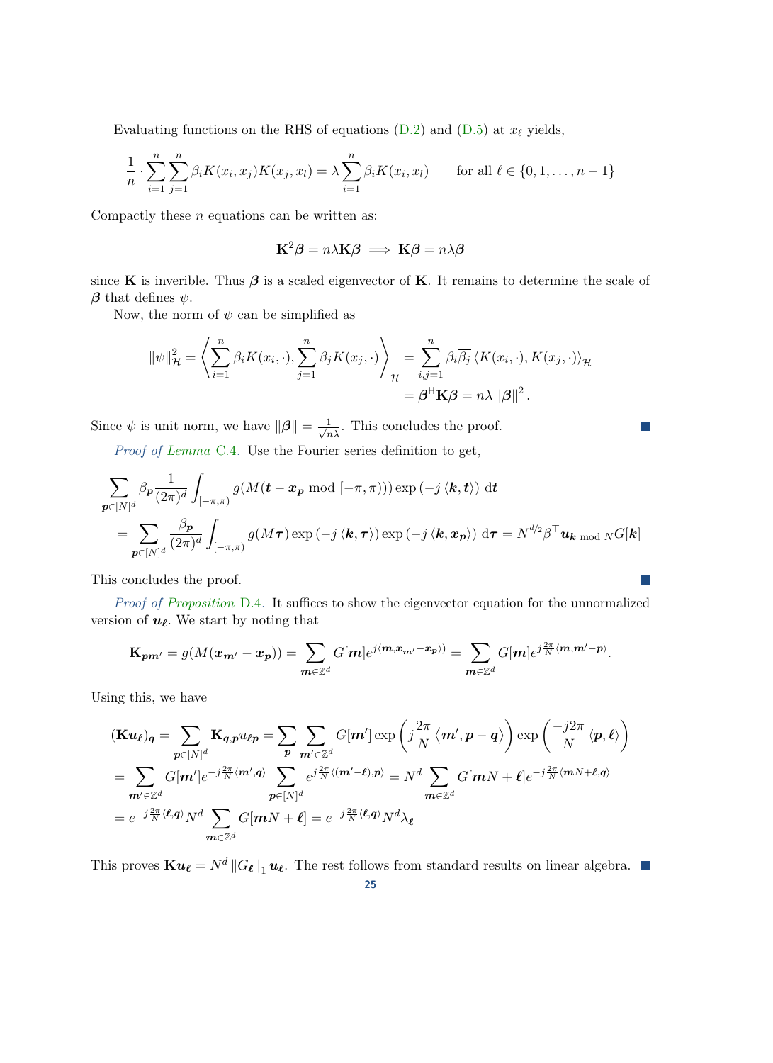Evaluating functions on the RHS of equations (D.2) and (D.5) at $x_\ell$ yields,

$$\frac{1}{n} \cdot \sum_{i=1}^{n} \sum_{j=1}^{n} \beta_i K(x_i, x_j) K(x_j, x_l) = \lambda \sum_{i=1}^{n} \beta_i K(x_i, x_l) \qquad \text{for all } \ell \in \{0, 1, \ldots, n-1\}$$

Compactly these $n$ equations can be written as:

$$\mathbf{K}^2 \boldsymbol{\beta} = n\lambda \mathbf{K} \boldsymbol{\beta} \implies \mathbf{K}\boldsymbol{\beta} = n\lambda \boldsymbol{\beta}$$

since $\mathbf{K}$ is inverible. Thus $\boldsymbol{\beta}$ is a scaled eigenvector of $\mathbf{K}$. It remains to determine the scale of $\boldsymbol{\beta}$ that defines $\psi$.

Now, the norm of $\psi$ can be simplified as

$$\|\psi\|_{\mathcal{H}}^2 = \left\langle \sum_{i=1}^{n} \beta_i K(x_i, \cdot), \sum_{j=1}^{n} \beta_j K(x_j, \cdot) \right\rangle_{\mathcal{H}} = \sum_{i,j=1}^{n} \beta_i \overline{\beta_j} \left\langle K(x_i, \cdot), K(x_j, \cdot) \right\rangle_{\mathcal{H}}$$
$$= \boldsymbol{\beta}^{\mathsf{H}} \mathbf{K} \boldsymbol{\beta} = n\lambda \|\boldsymbol{\beta}\|^2.$$

Since $\psi$ is unit norm, we have $\|\boldsymbol{\beta}\| = \frac{1}{\sqrt{n\lambda}}$. This concludes the proof. ■

*Proof of Lemma C.4.* Use the Fourier series definition to get,

$$\sum_{\boldsymbol{p} \in [N]^d} \beta_{\boldsymbol{p}} \frac{1}{(2\pi)^d} \int_{[-\pi,\pi)} g(M(\boldsymbol{t} - \boldsymbol{x}_{\boldsymbol{p}} \bmod [-\pi, \pi))) \exp\left(-j \langle \boldsymbol{k}, \boldsymbol{t} \rangle\right) \, \mathrm{d}\boldsymbol{t}$$
$$= \sum_{\boldsymbol{p} \in [N]^d} \frac{\beta_{\boldsymbol{p}}}{(2\pi)^d} \int_{[-\pi,\pi)} g(M\boldsymbol{\tau}) \exp\left(-j \langle \boldsymbol{k}, \boldsymbol{\tau} \rangle\right) \exp\left(-j \langle \boldsymbol{k}, \boldsymbol{x}_{\boldsymbol{p}} \rangle\right) \, \mathrm{d}\boldsymbol{\tau} = N^{d/2} \beta^\top \boldsymbol{u}_{\boldsymbol{k} \bmod N} G[\boldsymbol{k}]$$

This concludes the proof. ■

*Proof of Proposition D.4.* It suffices to show the eigenvector equation for the unnormalized version of $\boldsymbol{u}_{\boldsymbol{\ell}}$. We start by noting that

$$\mathbf{K}_{\boldsymbol{p}\boldsymbol{m}'} = g(M(\boldsymbol{x}_{\boldsymbol{m}'} - \boldsymbol{x}_{\boldsymbol{p}})) = \sum_{\boldsymbol{m} \in \mathbb{Z}^d} G[\boldsymbol{m}] e^{j \langle \boldsymbol{m}, \boldsymbol{x}_{\boldsymbol{m}'} - \boldsymbol{x}_{\boldsymbol{p}} \rangle} = \sum_{\boldsymbol{m} \in \mathbb{Z}^d} G[\boldsymbol{m}] e^{j \frac{2\pi}{N} \langle \boldsymbol{m}, \boldsymbol{m}' - \boldsymbol{p} \rangle}.$$

Using this, we have

$$(\mathbf{K}\boldsymbol{u}_{\boldsymbol{\ell}})_{\boldsymbol{q}} = \sum_{\boldsymbol{p} \in [N]^d} \mathbf{K}_{\boldsymbol{q},\boldsymbol{p}} u_{\boldsymbol{\ell}\boldsymbol{p}} = \sum_{\boldsymbol{p}} \sum_{\boldsymbol{m}' \in \mathbb{Z}^d} G[\boldsymbol{m}'] \exp\left(j \frac{2\pi}{N} \langle \boldsymbol{m}', \boldsymbol{p} - \boldsymbol{q} \rangle\right) \exp\left(\frac{-j2\pi}{N} \langle \boldsymbol{p}, \boldsymbol{\ell} \rangle\right)$$
$$= \sum_{\boldsymbol{m}' \in \mathbb{Z}^d} G[\boldsymbol{m}'] e^{-j \frac{2\pi}{N} \langle \boldsymbol{m}', \boldsymbol{q} \rangle} \sum_{\boldsymbol{p} \in [N]^d} e^{j \frac{2\pi}{N} \langle (\boldsymbol{m}' - \boldsymbol{\ell}), \boldsymbol{p} \rangle} = N^d \sum_{\boldsymbol{m} \in \mathbb{Z}^d} G[\boldsymbol{m}N + \boldsymbol{\ell}] e^{-j \frac{2\pi}{N} \langle \boldsymbol{m}N + \boldsymbol{\ell}, \boldsymbol{q} \rangle}$$
$$= e^{-j \frac{2\pi}{N} \langle \boldsymbol{\ell}, \boldsymbol{q} \rangle} N^d \sum_{\boldsymbol{m} \in \mathbb{Z}^d} G[\boldsymbol{m}N + \boldsymbol{\ell}] = e^{-j \frac{2\pi}{N} \langle \boldsymbol{\ell}, \boldsymbol{q} \rangle} N^d \lambda_{\boldsymbol{\ell}}$$

This proves $\mathbf{K}\boldsymbol{u}_{\boldsymbol{\ell}} = N^d \|G_{\boldsymbol{\ell}}\|_1 \boldsymbol{u}_{\boldsymbol{\ell}}$. The rest follows from standard results on linear algebra. ■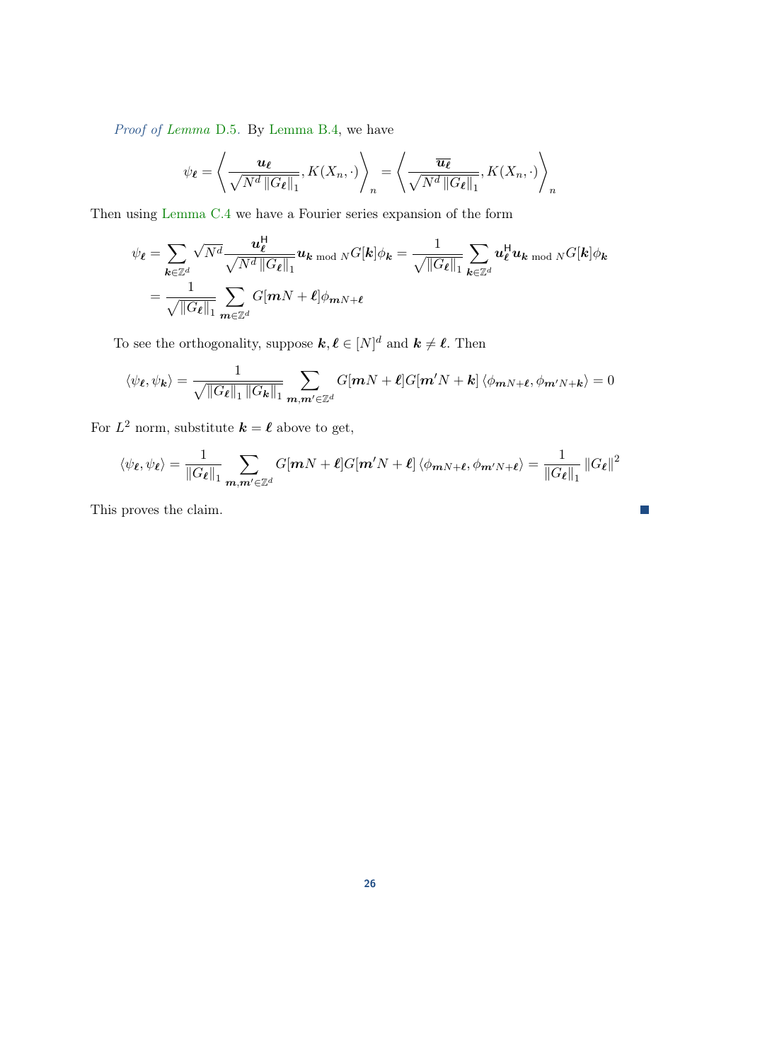*Proof of Lemma* D.5. By Lemma B.4, we have

$$\psi_{\boldsymbol{\ell}} = \left\langle \frac{\boldsymbol{u}_{\boldsymbol{\ell}}}{\sqrt{N^d \|G_{\boldsymbol{\ell}}\|_1}}, K(X_n, \cdot) \right\rangle_n = \left\langle \frac{\overline{\boldsymbol{u}_{\boldsymbol{\ell}}}}{\sqrt{N^d \|G_{\boldsymbol{\ell}}\|_1}}, K(X_n, \cdot) \right\rangle_n$$

Then using Lemma C.4 we have a Fourier series expansion of the form

$$\psi_{\boldsymbol{\ell}} = \sum_{\boldsymbol{k} \in \mathbb{Z}^d} \sqrt{N^d} \frac{\boldsymbol{u}_{\boldsymbol{\ell}}^{\mathsf{H}}}{\sqrt{N^d \|G_{\boldsymbol{\ell}}\|_1}} \boldsymbol{u}_{\boldsymbol{k} \bmod N} G[\boldsymbol{k}] \phi_{\boldsymbol{k}} = \frac{1}{\sqrt{\|G_{\boldsymbol{\ell}}\|_1}} \sum_{\boldsymbol{k} \in \mathbb{Z}^d} \boldsymbol{u}_{\boldsymbol{\ell}}^{\mathsf{H}} \boldsymbol{u}_{\boldsymbol{k} \bmod N} G[\boldsymbol{k}] \phi_{\boldsymbol{k}}$$
$$= \frac{1}{\sqrt{\|G_{\boldsymbol{\ell}}\|_1}} \sum_{\boldsymbol{m} \in \mathbb{Z}^d} G[\boldsymbol{m}N + \boldsymbol{\ell}] \phi_{\boldsymbol{m}N + \boldsymbol{\ell}}$$

To see the orthogonality, suppose $\boldsymbol{k}, \boldsymbol{\ell} \in [N]^d$ and $\boldsymbol{k} \neq \boldsymbol{\ell}$. Then

$$\langle \psi_{\boldsymbol{\ell}}, \psi_{\boldsymbol{k}} \rangle = \frac{1}{\sqrt{\|G_{\boldsymbol{\ell}}\|_1 \|G_{\boldsymbol{k}}\|_1}} \sum_{\boldsymbol{m}, \boldsymbol{m}' \in \mathbb{Z}^d} G[\boldsymbol{m}N + \boldsymbol{\ell}] G[\boldsymbol{m}'N + \boldsymbol{k}] \langle \phi_{\boldsymbol{m}N + \boldsymbol{\ell}}, \phi_{\boldsymbol{m}'N + \boldsymbol{k}} \rangle = 0$$

For $L^2$ norm, substitute $\boldsymbol{k} = \boldsymbol{\ell}$ above to get,

$$\langle \psi_{\boldsymbol{\ell}}, \psi_{\boldsymbol{\ell}} \rangle = \frac{1}{\|G_{\boldsymbol{\ell}}\|_1} \sum_{\boldsymbol{m}, \boldsymbol{m}' \in \mathbb{Z}^d} G[\boldsymbol{m}N + \boldsymbol{\ell}] G[\boldsymbol{m}'N + \boldsymbol{\ell}] \langle \phi_{\boldsymbol{m}N + \boldsymbol{\ell}}, \phi_{\boldsymbol{m}'N + \boldsymbol{\ell}} \rangle = \frac{1}{\|G_{\boldsymbol{\ell}}\|_1} \|G_{\boldsymbol{\ell}}\|^2$$

This proves the claim. ∎